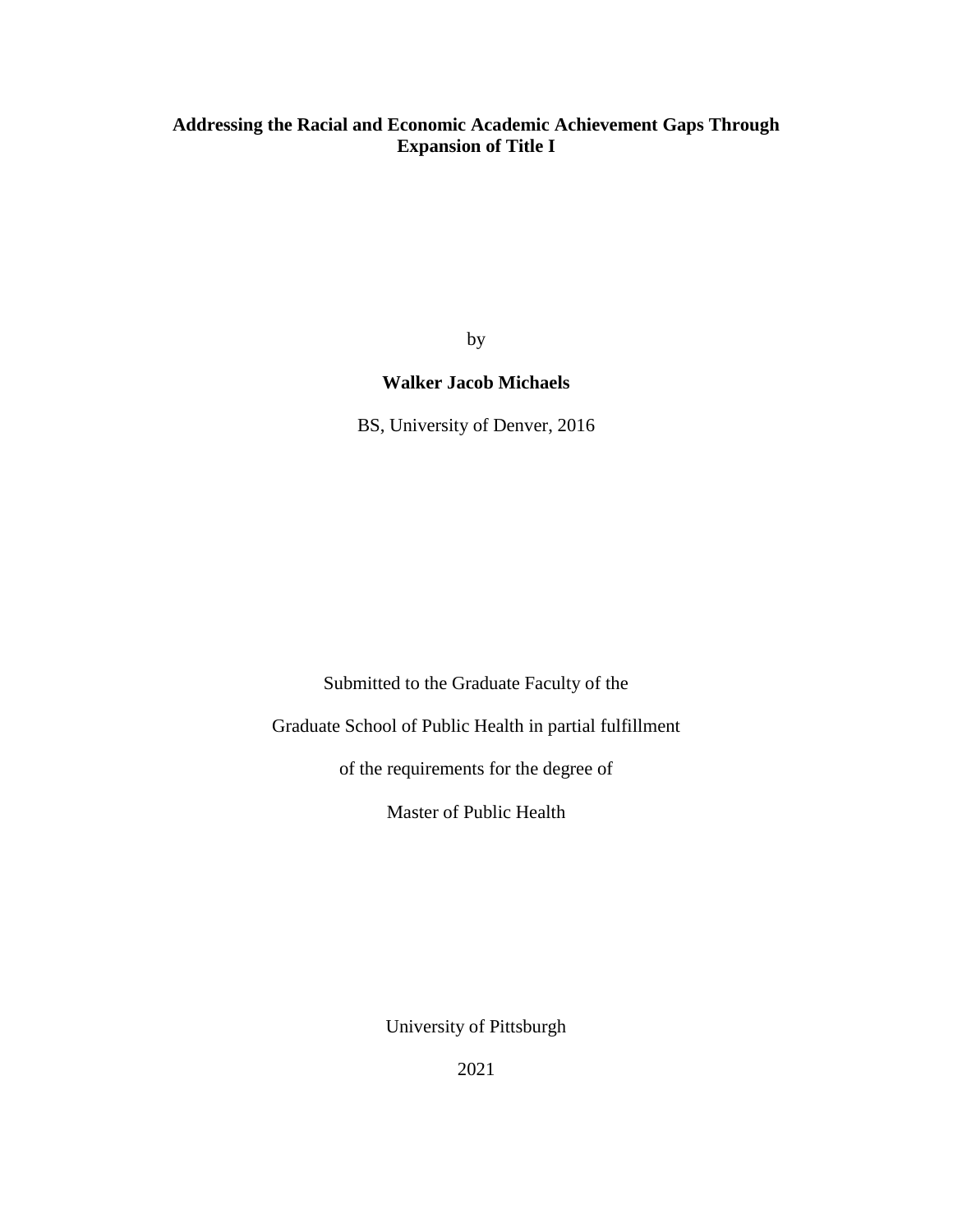# Addressing the Racial and Economic Academic Achievement Gaps Through Expansion of Title I

by

**Walker Jacob Michaels**

BS, University of Denver, 2016

Submitted to the Graduate Faculty of the

Graduate School of Public Health in partial fulfillment

of the requirements for the degree of

Master of Public Health

University of Pittsburgh

2021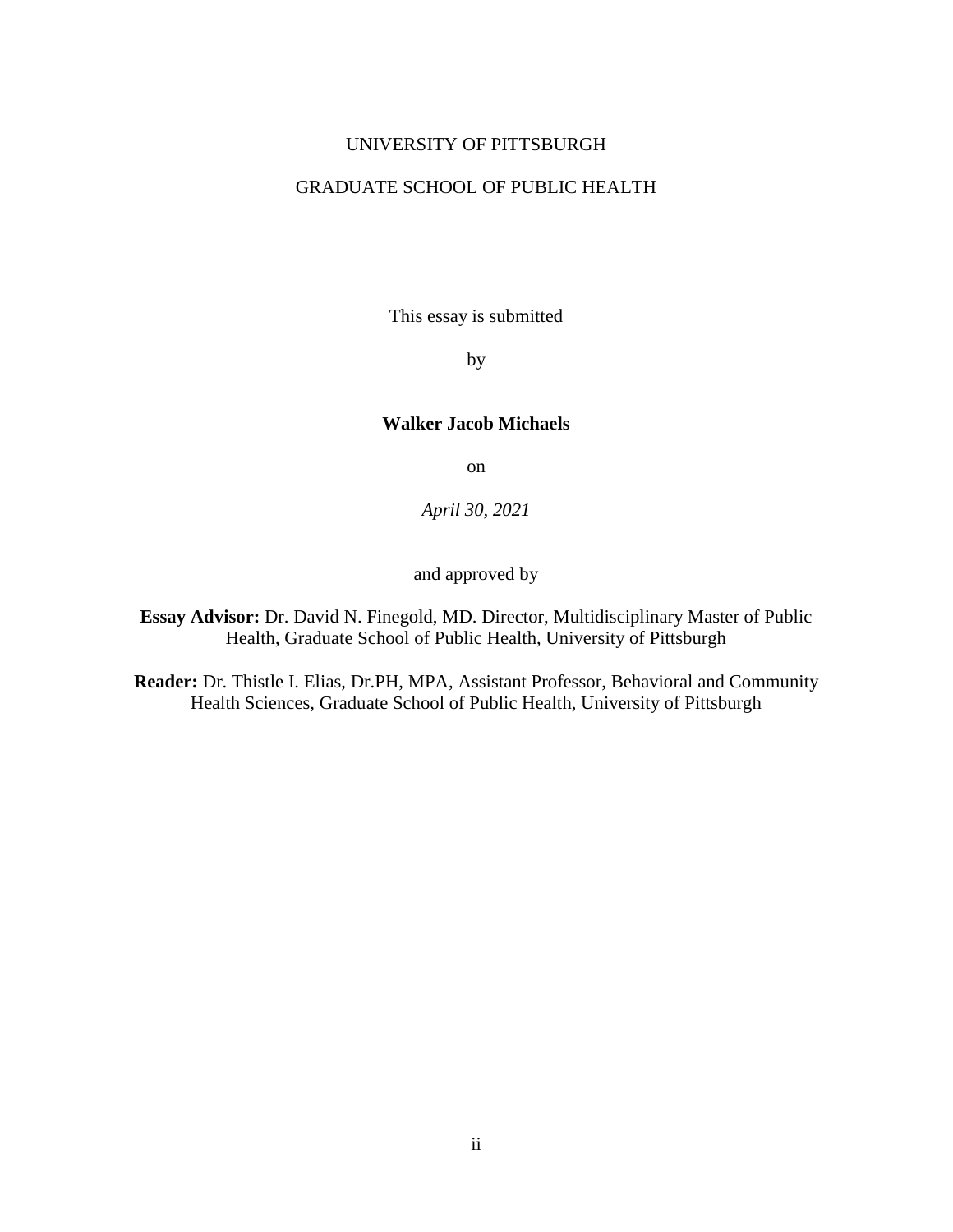UNIVERSITY OF PITTSBURGH

GRADUATE SCHOOL OF PUBLIC HEALTH

This essay is submitted

by

**Walker Jacob Michaels**

on

*April 30, 2021*

and approved by

**Essay Advisor:** Dr. David N. Finegold, MD. Director, Multidisciplinary Master of Public Health, Graduate School of Public Health, University of Pittsburgh

**Reader:** Dr. Thistle I. Elias, Dr.PH, MPA, Assistant Professor, Behavioral and Community Health Sciences, Graduate School of Public Health, University of Pittsburgh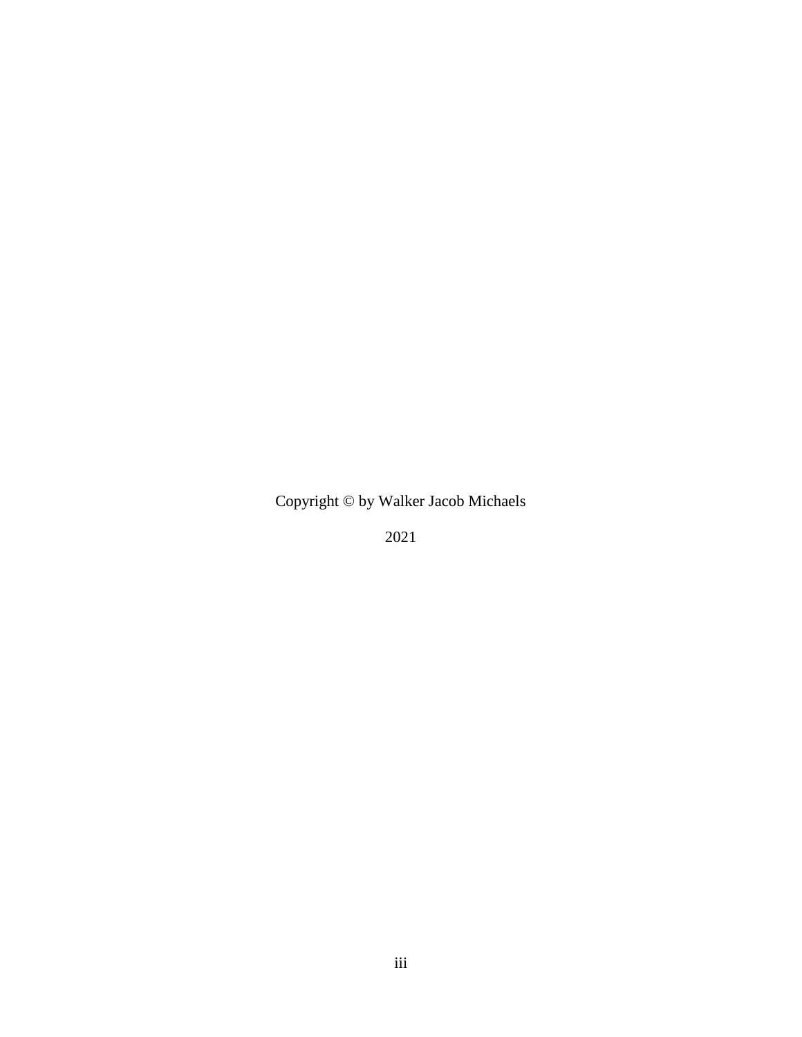Copyright © by Walker Jacob Michaels

2021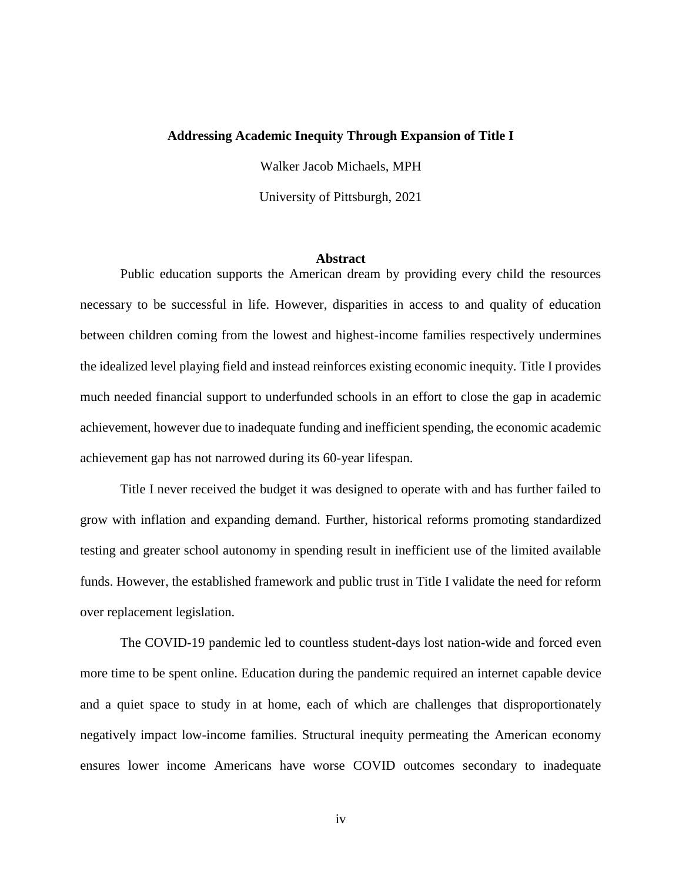**Addressing Academic Inequity Through Expansion of Title I**

Walker Jacob Michaels, MPH

University of Pittsburgh, 2021

## Abstract

Public education supports the American dream by providing every child the resources necessary to be successful in life. However, disparities in access to and quality of education between children coming from the lowest and highest-income families respectively undermines the idealized level playing field and instead reinforces existing economic inequity. Title I provides much needed financial support to underfunded schools in an effort to close the gap in academic achievement, however due to inadequate funding and inefficient spending, the economic academic achievement gap has not narrowed during its 60-year lifespan.

Title I never received the budget it was designed to operate with and has further failed to grow with inflation and expanding demand. Further, historical reforms promoting standardized testing and greater school autonomy in spending result in inefficient use of the limited available funds. However, the established framework and public trust in Title I validate the need for reform over replacement legislation.

The COVID-19 pandemic led to countless student-days lost nation-wide and forced even more time to be spent online. Education during the pandemic required an internet capable device and a quiet space to study in at home, each of which are challenges that disproportionately negatively impact low-income families. Structural inequity permeating the American economy ensures lower income Americans have worse COVID outcomes secondary to inadequate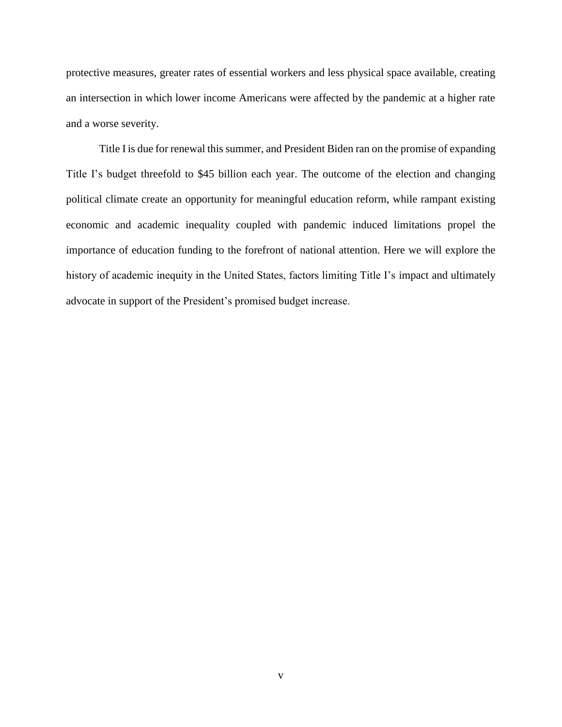protective measures, greater rates of essential workers and less physical space available, creating an intersection in which lower income Americans were affected by the pandemic at a higher rate and a worse severity.

Title I is due for renewal this summer, and President Biden ran on the promise of expanding Title I's budget threefold to $45 billion each year. The outcome of the election and changing political climate create an opportunity for meaningful education reform, while rampant existing economic and academic inequality coupled with pandemic induced limitations propel the importance of education funding to the forefront of national attention. Here we will explore the history of academic inequity in the United States, factors limiting Title I's impact and ultimately advocate in support of the President's promised budget increase.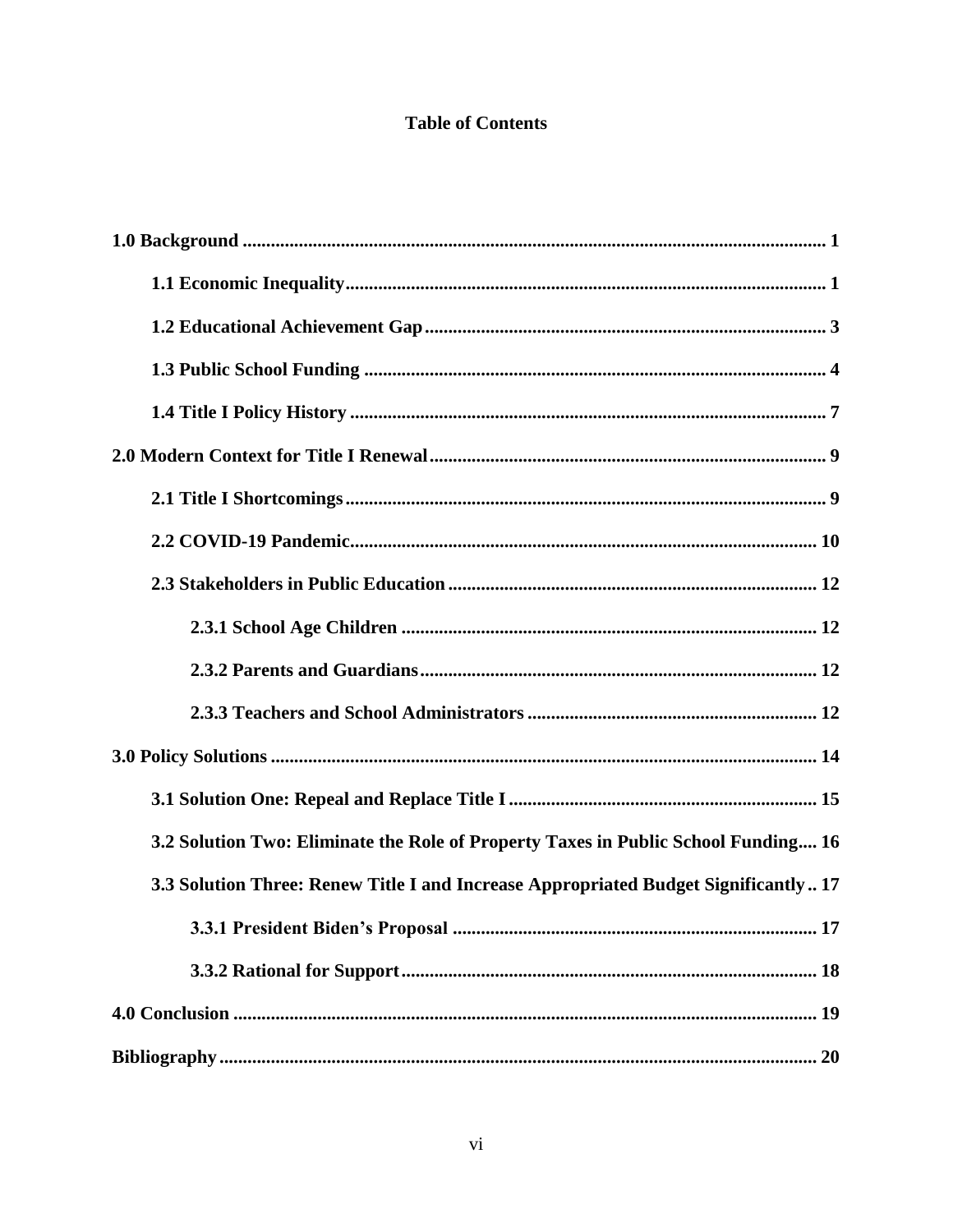# Table of Contents

**1.0 Background** ........................................................................................................................ 1

**1.1 Economic Inequality** ...................................................................................................... 1

**1.2 Educational Achievement Gap** ...................................................................................... 3

**1.3 Public School Funding** .................................................................................................. 4

**1.4 Title I Policy History** ...................................................................................................... 7

**2.0 Modern Context for Title I Renewal** ..................................................................................... 9

**2.1 Title I Shortcomings** ...................................................................................................... 9

**2.2 COVID-19 Pandemic** ................................................................................................... 10

**2.3 Stakeholders in Public Education** ............................................................................... 12

**2.3.1 School Age Children** ......................................................................................... 12

**2.3.2 Parents and Guardians** ...................................................................................... 12

**2.3.3 Teachers and School Administrators** ............................................................... 12

**3.0 Policy Solutions** ..................................................................................................................... 14

**3.1 Solution One: Repeal and Replace Title I** .................................................................. 15

**3.2 Solution Two: Eliminate the Role of Property Taxes in Public School Funding** .... 16

**3.3 Solution Three: Renew Title I and Increase Appropriated Budget Significantly** .. 17

**3.3.1 President Biden's Proposal** ............................................................................... 17

**3.3.2 Rational for Support** ......................................................................................... 18

**4.0 Conclusion** ............................................................................................................................. 19

**Bibliography** ............................................................................................................................. 20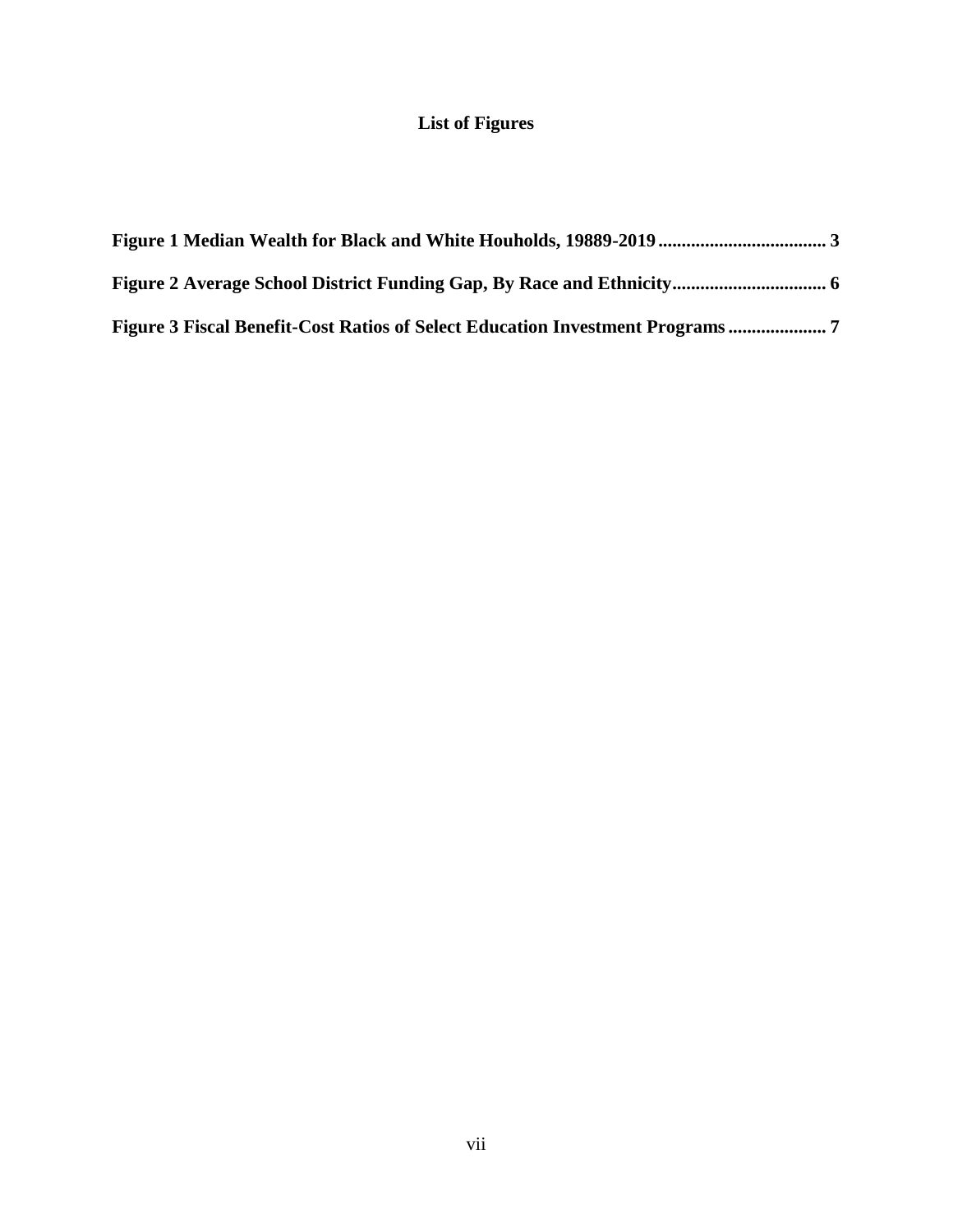# List of Figures

**Figure 1 Median Wealth for Black and White Houholds, 19889-2019 .................................... 3**

**Figure 2 Average School District Funding Gap, By Race and Ethnicity................................. 6**

**Figure 3 Fiscal Benefit-Cost Ratios of Select Education Investment Programs ..................... 7**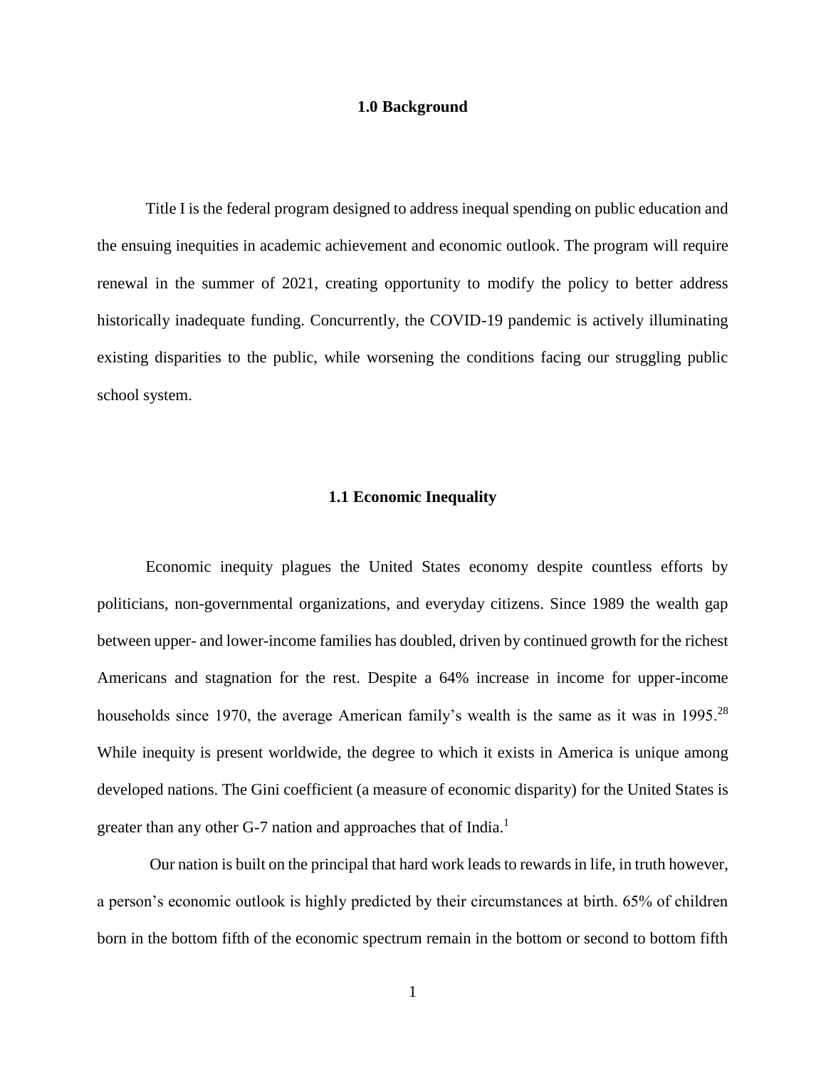## 1.0 Background

Title I is the federal program designed to address inequal spending on public education and the ensuing inequities in academic achievement and economic outlook. The program will require renewal in the summer of 2021, creating opportunity to modify the policy to better address historically inadequate funding. Concurrently, the COVID-19 pandemic is actively illuminating existing disparities to the public, while worsening the conditions facing our struggling public school system.

### 1.1 Economic Inequality

Economic inequity plagues the United States economy despite countless efforts by politicians, non-governmental organizations, and everyday citizens. Since 1989 the wealth gap between upper- and lower-income families has doubled, driven by continued growth for the richest Americans and stagnation for the rest. Despite a 64% increase in income for upper-income households since 1970, the average American family's wealth is the same as it was in 1995.[28] While inequity is present worldwide, the degree to which it exists in America is unique among developed nations. The Gini coefficient (a measure of economic disparity) for the United States is greater than any other G-7 nation and approaches that of India.[1]

Our nation is built on the principal that hard work leads to rewards in life, in truth however, a person's economic outlook is highly predicted by their circumstances at birth. 65% of children born in the bottom fifth of the economic spectrum remain in the bottom or second to bottom fifth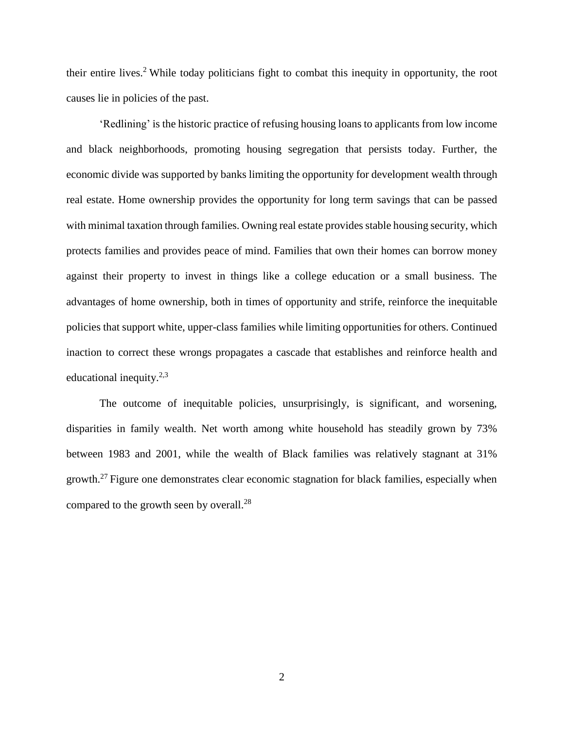their entire lives.[2] While today politicians fight to combat this inequity in opportunity, the root causes lie in policies of the past.

'Redlining' is the historic practice of refusing housing loans to applicants from low income and black neighborhoods, promoting housing segregation that persists today. Further, the economic divide was supported by banks limiting the opportunity for development wealth through real estate. Home ownership provides the opportunity for long term savings that can be passed with minimal taxation through families. Owning real estate provides stable housing security, which protects families and provides peace of mind. Families that own their homes can borrow money against their property to invest in things like a college education or a small business. The advantages of home ownership, both in times of opportunity and strife, reinforce the inequitable policies that support white, upper-class families while limiting opportunities for others. Continued inaction to correct these wrongs propagates a cascade that establishes and reinforce health and educational inequity.[2,3]

The outcome of inequitable policies, unsurprisingly, is significant, and worsening, disparities in family wealth. Net worth among white household has steadily grown by 73% between 1983 and 2001, while the wealth of Black families was relatively stagnant at 31% growth.[27] Figure one demonstrates clear economic stagnation for black families, especially when compared to the growth seen by overall.[28]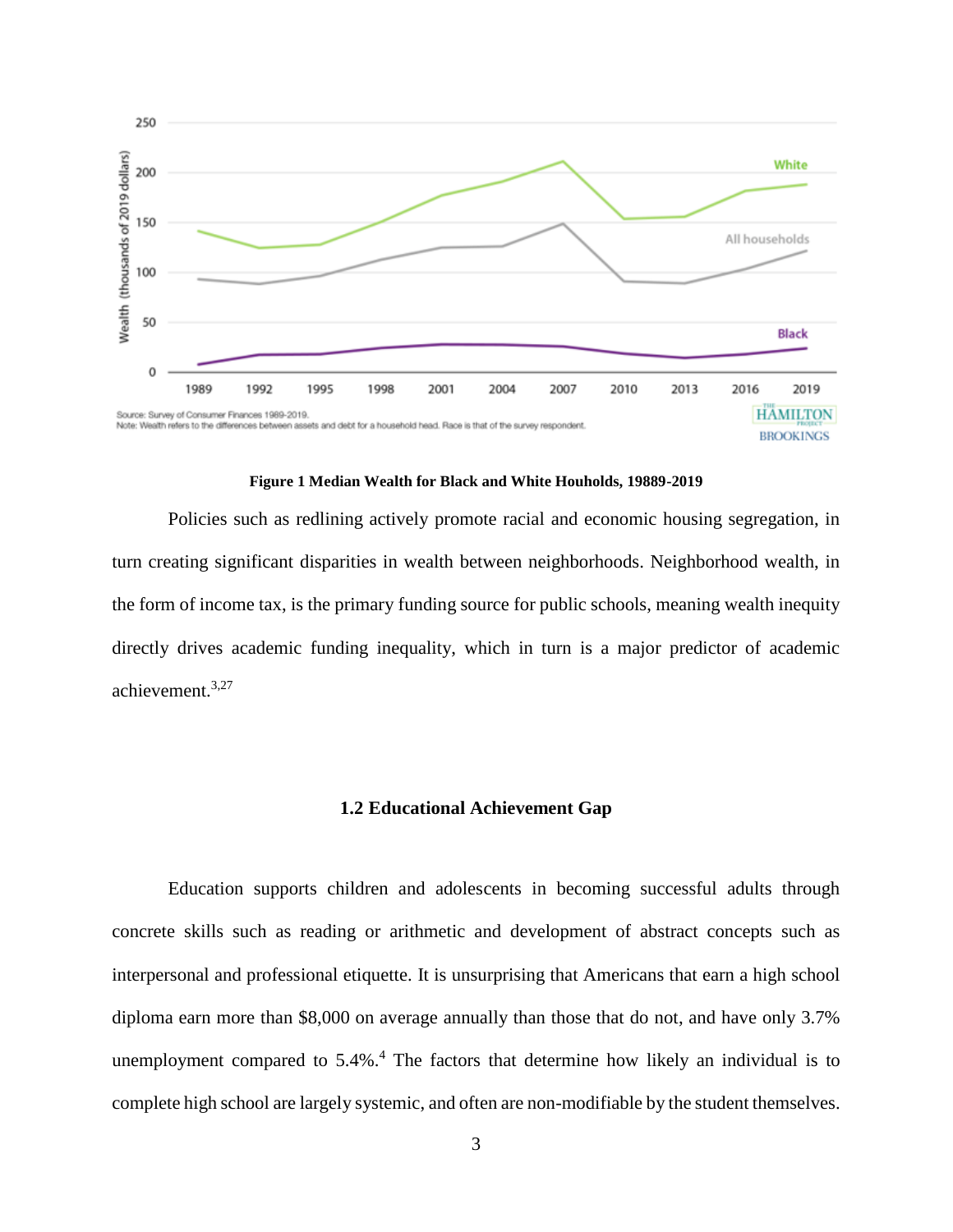**Figure 1 Median Wealth for Black and White Houholds, 19889-2019**

Policies such as redlining actively promote racial and economic housing segregation, in turn creating significant disparities in wealth between neighborhoods. Neighborhood wealth, in the form of income tax, is the primary funding source for public schools, meaning wealth inequity directly drives academic funding inequality, which in turn is a major predictor of academic achievement.[3,27]

### 1.2 Educational Achievement Gap

Education supports children and adolescents in becoming successful adults through concrete skills such as reading or arithmetic and development of abstract concepts such as interpersonal and professional etiquette. It is unsurprising that Americans that earn a high school diploma earn more than $8,000 on average annually than those that do not, and have only 3.7% unemployment compared to 5.4%.[4] The factors that determine how likely an individual is to complete high school are largely systemic, and often are non-modifiable by the student themselves.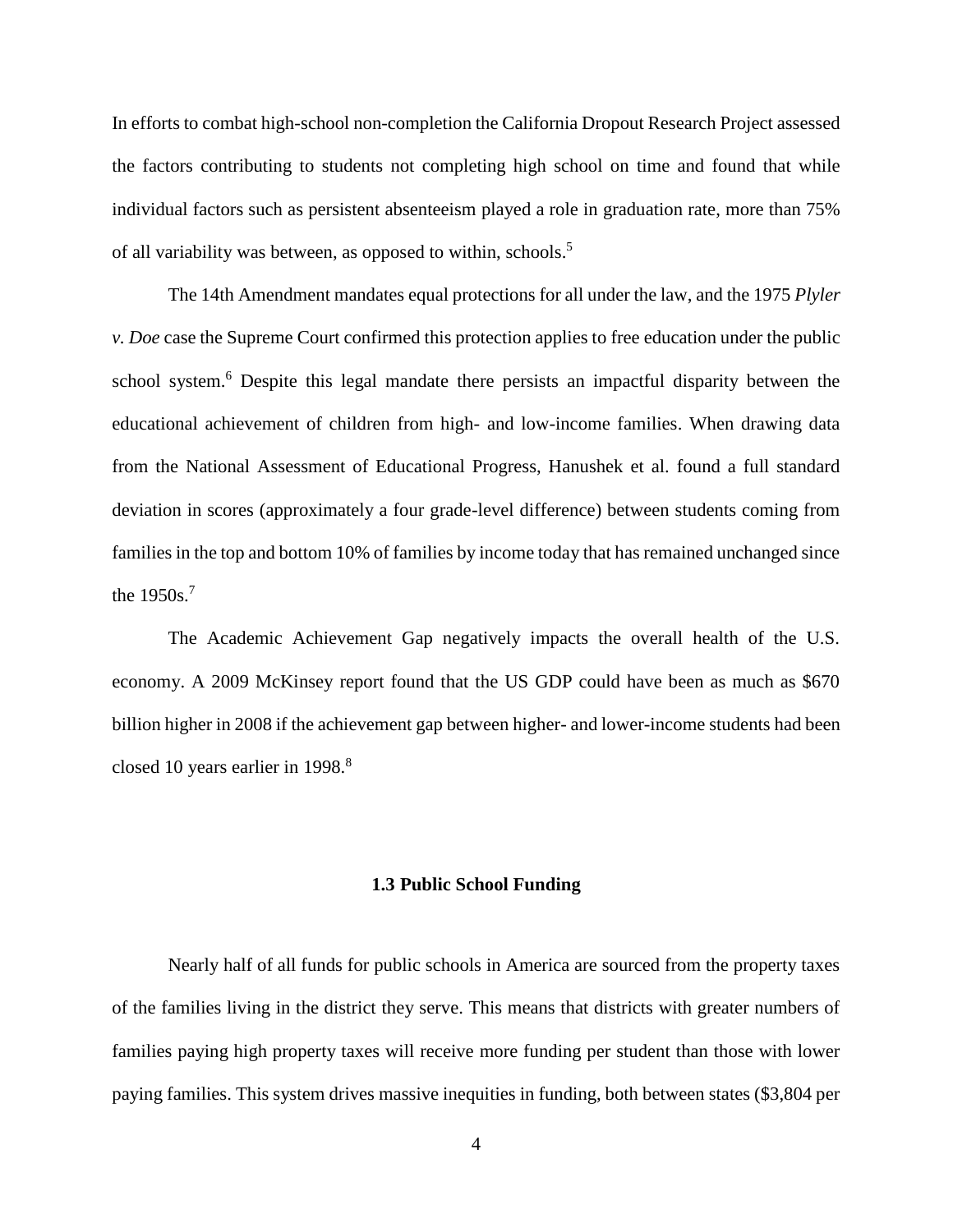In efforts to combat high-school non-completion the California Dropout Research Project assessed the factors contributing to students not completing high school on time and found that while individual factors such as persistent absenteeism played a role in graduation rate, more than 75% of all variability was between, as opposed to within, schools.[5]

The 14th Amendment mandates equal protections for all under the law, and the 1975 *Plyler v. Doe* case the Supreme Court confirmed this protection applies to free education under the public school system.[6] Despite this legal mandate there persists an impactful disparity between the educational achievement of children from high- and low-income families. When drawing data from the National Assessment of Educational Progress, Hanushek et al. found a full standard deviation in scores (approximately a four grade-level difference) between students coming from families in the top and bottom 10% of families by income today that has remained unchanged since the 1950s.[7]

The Academic Achievement Gap negatively impacts the overall health of the U.S. economy. A 2009 McKinsey report found that the US GDP could have been as much as $670 billion higher in 2008 if the achievement gap between higher- and lower-income students had been closed 10 years earlier in 1998.[8]

### 1.3 Public School Funding

Nearly half of all funds for public schools in America are sourced from the property taxes of the families living in the district they serve. This means that districts with greater numbers of families paying high property taxes will receive more funding per student than those with lower paying families. This system drives massive inequities in funding, both between states ($3,804 per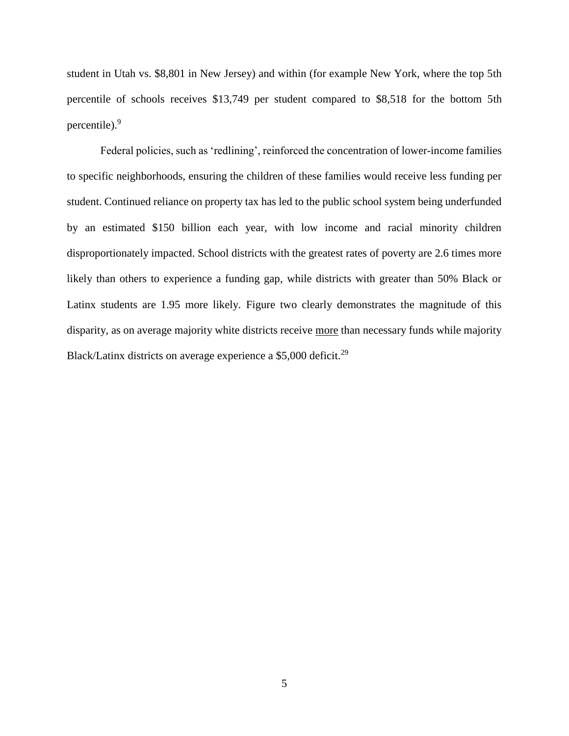student in Utah vs. $8,801 in New Jersey) and within (for example New York, where the top 5th percentile of schools receives $13,749 per student compared to $8,518 for the bottom 5th percentile).[9]

Federal policies, such as 'redlining', reinforced the concentration of lower-income families to specific neighborhoods, ensuring the children of these families would receive less funding per student. Continued reliance on property tax has led to the public school system being underfunded by an estimated $150 billion each year, with low income and racial minority children disproportionately impacted. School districts with the greatest rates of poverty are 2.6 times more likely than others to experience a funding gap, while districts with greater than 50% Black or Latinx students are 1.95 more likely. Figure two clearly demonstrates the magnitude of this disparity, as on average majority white districts receive <u>more</u> than necessary funds while majority Black/Latinx districts on average experience a $5,000 deficit.[29]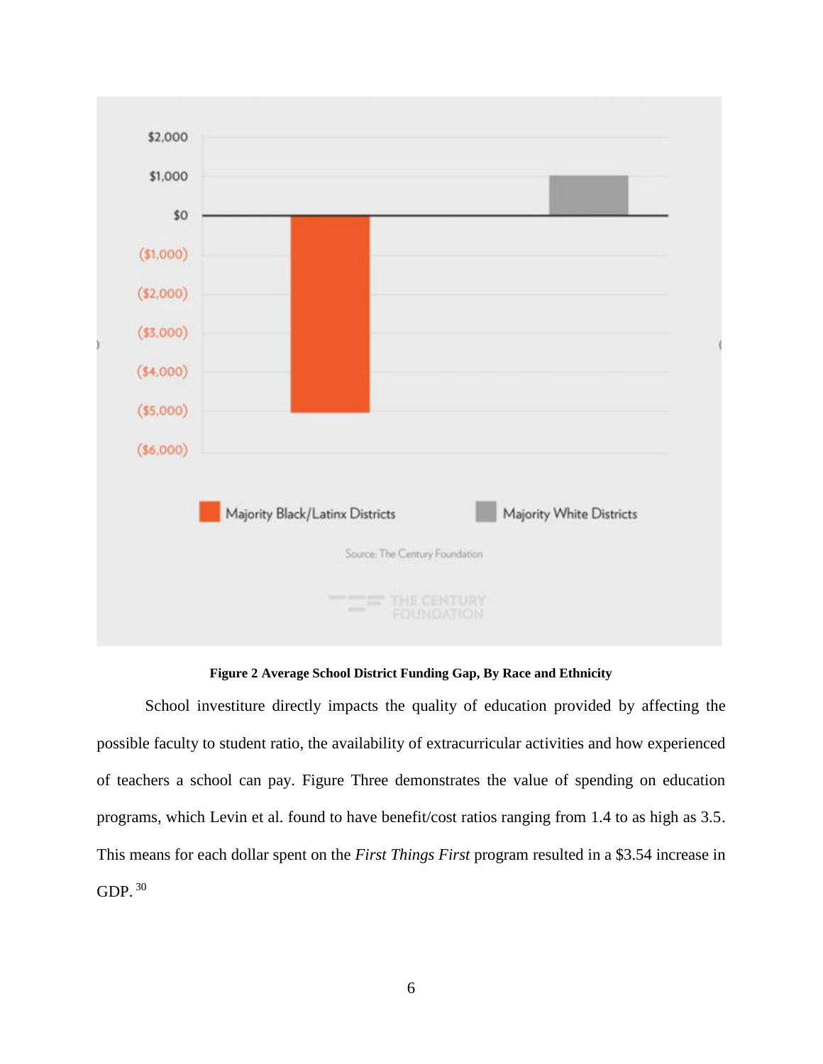Figure 2 Average School District Funding Gap, By Race and Ethnicity

School investiture directly impacts the quality of education provided by affecting the possible faculty to student ratio, the availability of extracurricular activities and how experienced of teachers a school can pay. Figure Three demonstrates the value of spending on education programs, which Levin et al. found to have benefit/cost ratios ranging from 1.4 to as high as 3.5. This means for each dollar spent on the *First Things First* program resulted in a $3.54 increase in GDP. [30]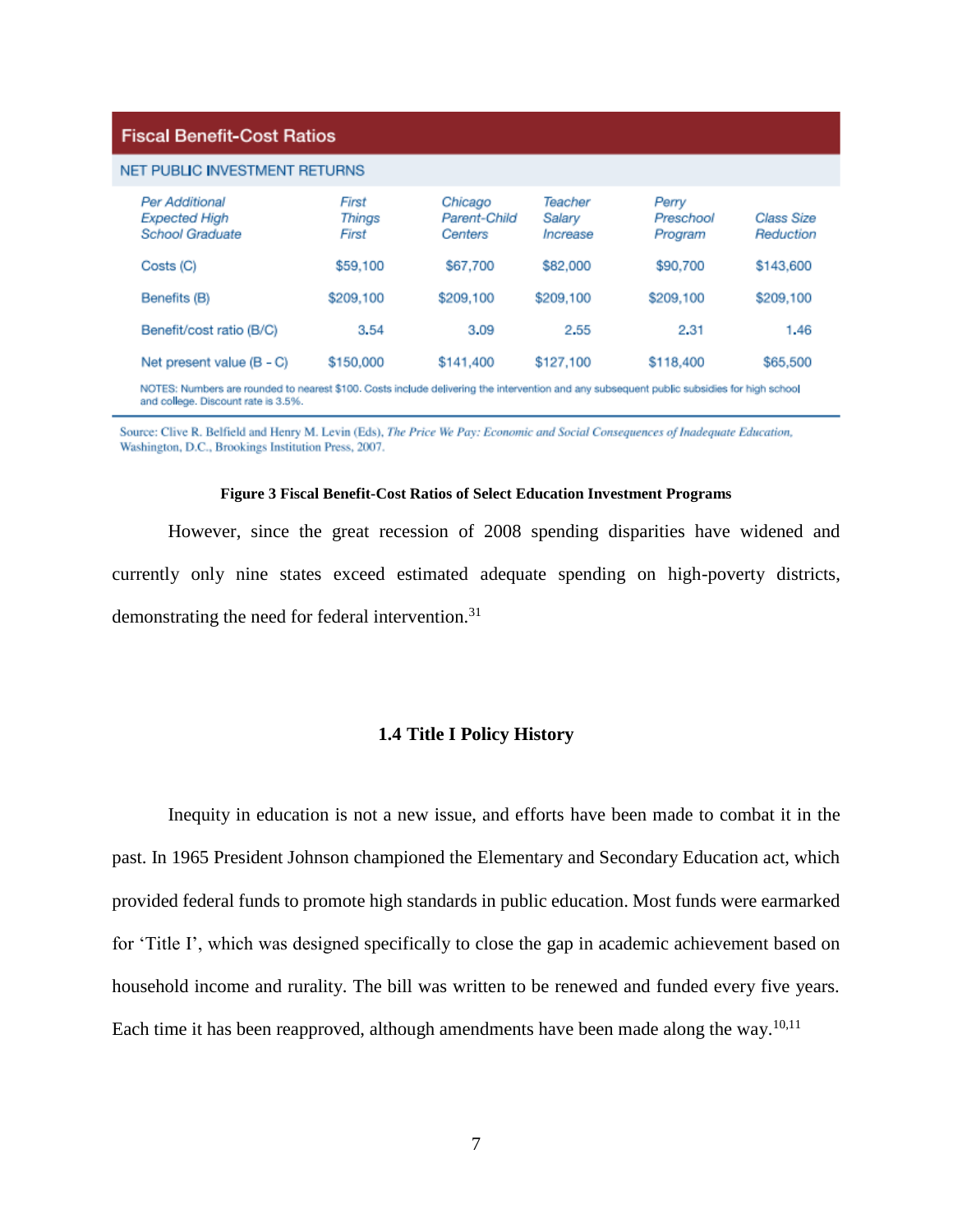**Fiscal Benefit-Cost Ratios**

NET PUBLIC INVESTMENT RETURNS

| *Per Additional Expected High School Graduate* | *First Things First* | *Chicago Parent-Child Centers* | *Teacher Salary Increase* | *Perry Preschool Program* | *Class Size Reduction* |
|---|---|---|---|---|---|
| Costs (C) | $59,100 | $67,700 | $82,000 | $90,700 | $143,600 |
| Benefits (B) | $209,100 | $209,100 | $209,100 | $209,100 | $209,100 |
| Benefit/cost ratio (B/C) | 3.54 | 3.09 | 2.55 | 2.31 | 1.46 |
| Net present value (B - C) | $150,000 | $141,400 | $127,100 | $118,400 | $65,500 |

NOTES: Numbers are rounded to nearest $100. Costs include delivering the intervention and any subsequent public subsidies for high school and college. Discount rate is 3.5%.

Source: Clive R. Belfield and Henry M. Levin (Eds), *The Price We Pay: Economic and Social Consequences of Inadequate Education*, Washington, D.C., Brookings Institution Press, 2007.

**Figure 3 Fiscal Benefit-Cost Ratios of Select Education Investment Programs**

However, since the great recession of 2008 spending disparities have widened and currently only nine states exceed estimated adequate spending on high-poverty districts, demonstrating the need for federal intervention.[31]

## 1.4 Title I Policy History

Inequity in education is not a new issue, and efforts have been made to combat it in the past. In 1965 President Johnson championed the Elementary and Secondary Education act, which provided federal funds to promote high standards in public education. Most funds were earmarked for 'Title I', which was designed specifically to close the gap in academic achievement based on household income and rurality. The bill was written to be renewed and funded every five years. Each time it has been reapproved, although amendments have been made along the way.[10,11]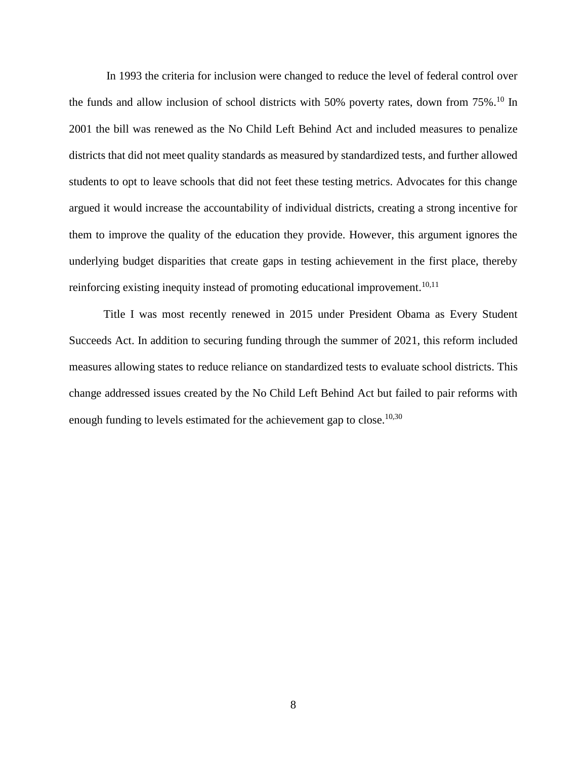In 1993 the criteria for inclusion were changed to reduce the level of federal control over the funds and allow inclusion of school districts with 50% poverty rates, down from 75%.[10] In 2001 the bill was renewed as the No Child Left Behind Act and included measures to penalize districts that did not meet quality standards as measured by standardized tests, and further allowed students to opt to leave schools that did not feet these testing metrics. Advocates for this change argued it would increase the accountability of individual districts, creating a strong incentive for them to improve the quality of the education they provide. However, this argument ignores the underlying budget disparities that create gaps in testing achievement in the first place, thereby reinforcing existing inequity instead of promoting educational improvement.[10,11]

Title I was most recently renewed in 2015 under President Obama as Every Student Succeeds Act. In addition to securing funding through the summer of 2021, this reform included measures allowing states to reduce reliance on standardized tests to evaluate school districts. This change addressed issues created by the No Child Left Behind Act but failed to pair reforms with enough funding to levels estimated for the achievement gap to close.[10,30]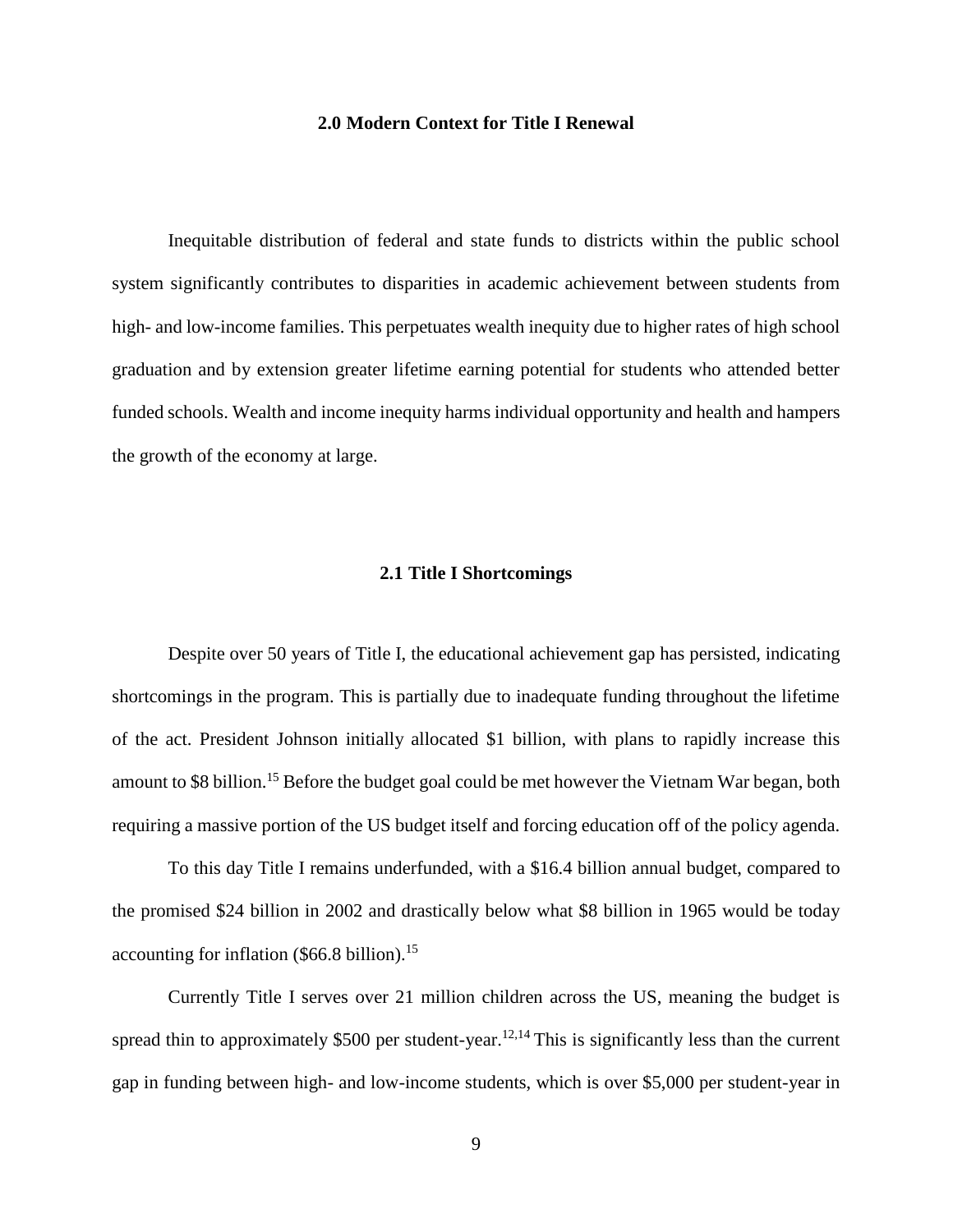## 2.0 Modern Context for Title I Renewal

Inequitable distribution of federal and state funds to districts within the public school system significantly contributes to disparities in academic achievement between students from high- and low-income families. This perpetuates wealth inequity due to higher rates of high school graduation and by extension greater lifetime earning potential for students who attended better funded schools. Wealth and income inequity harms individual opportunity and health and hampers the growth of the economy at large.

### 2.1 Title I Shortcomings

Despite over 50 years of Title I, the educational achievement gap has persisted, indicating shortcomings in the program. This is partially due to inadequate funding throughout the lifetime of the act. President Johnson initially allocated $1 billion, with plans to rapidly increase this amount to $8 billion.[15] Before the budget goal could be met however the Vietnam War began, both requiring a massive portion of the US budget itself and forcing education off of the policy agenda.

To this day Title I remains underfunded, with a $16.4 billion annual budget, compared to the promised $24 billion in 2002 and drastically below what $8 billion in 1965 would be today accounting for inflation ($66.8 billion).[15]

Currently Title I serves over 21 million children across the US, meaning the budget is spread thin to approximately $500 per student-year.[12,14] This is significantly less than the current gap in funding between high- and low-income students, which is over $5,000 per student-year in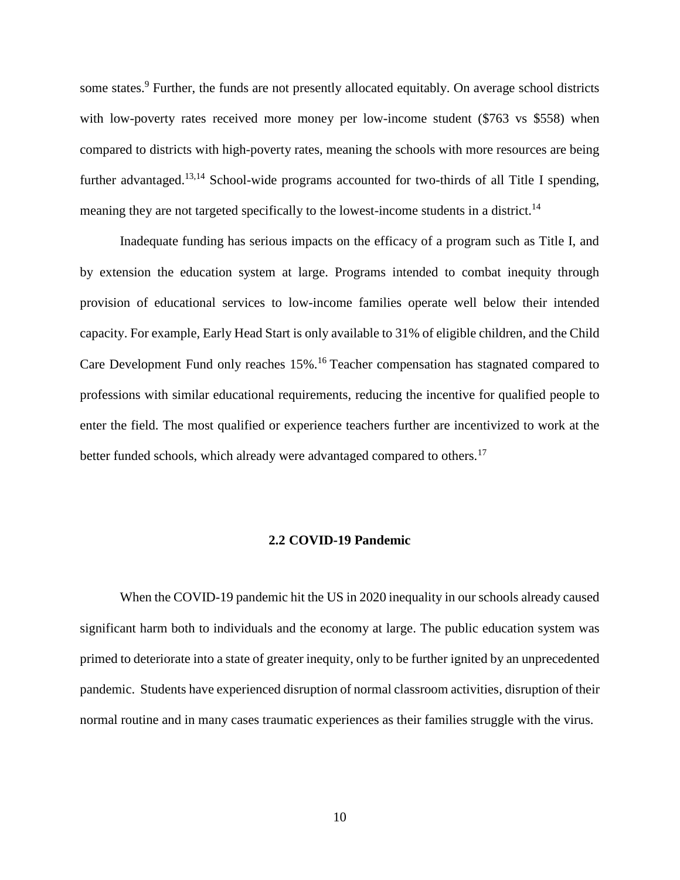some states.[9] Further, the funds are not presently allocated equitably. On average school districts with low-poverty rates received more money per low-income student ($763 vs $558) when compared to districts with high-poverty rates, meaning the schools with more resources are being further advantaged.[13,14] School-wide programs accounted for two-thirds of all Title I spending, meaning they are not targeted specifically to the lowest-income students in a district.[14]

Inadequate funding has serious impacts on the efficacy of a program such as Title I, and by extension the education system at large. Programs intended to combat inequity through provision of educational services to low-income families operate well below their intended capacity. For example, Early Head Start is only available to 31% of eligible children, and the Child Care Development Fund only reaches 15%.[16] Teacher compensation has stagnated compared to professions with similar educational requirements, reducing the incentive for qualified people to enter the field. The most qualified or experience teachers further are incentivized to work at the better funded schools, which already were advantaged compared to others.[17]

### 2.2 COVID-19 Pandemic

When the COVID-19 pandemic hit the US in 2020 inequality in our schools already caused significant harm both to individuals and the economy at large. The public education system was primed to deteriorate into a state of greater inequity, only to be further ignited by an unprecedented pandemic. Students have experienced disruption of normal classroom activities, disruption of their normal routine and in many cases traumatic experiences as their families struggle with the virus.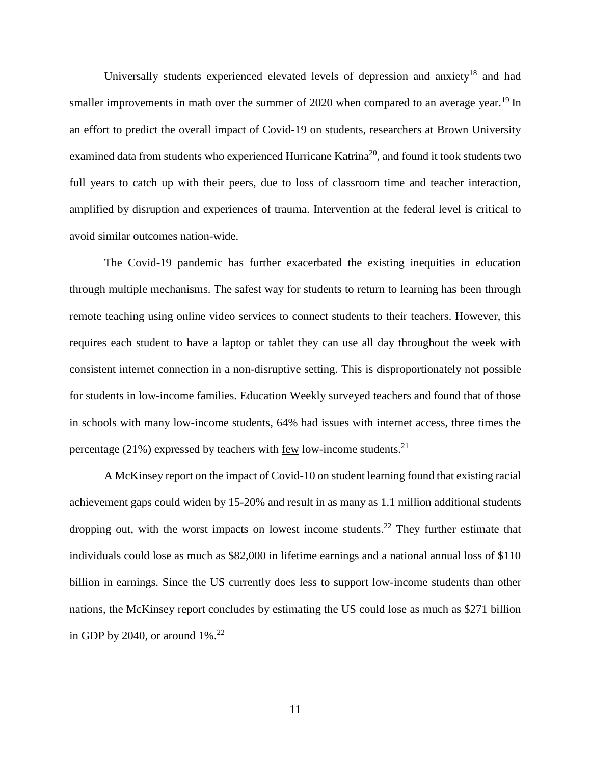Universally students experienced elevated levels of depression and anxiety[18] and had smaller improvements in math over the summer of 2020 when compared to an average year.[19] In an effort to predict the overall impact of Covid-19 on students, researchers at Brown University examined data from students who experienced Hurricane Katrina[20], and found it took students two full years to catch up with their peers, due to loss of classroom time and teacher interaction, amplified by disruption and experiences of trauma. Intervention at the federal level is critical to avoid similar outcomes nation-wide.

The Covid-19 pandemic has further exacerbated the existing inequities in education through multiple mechanisms. The safest way for students to return to learning has been through remote teaching using online video services to connect students to their teachers. However, this requires each student to have a laptop or tablet they can use all day throughout the week with consistent internet connection in a non-disruptive setting. This is disproportionately not possible for students in low-income families. Education Weekly surveyed teachers and found that of those in schools with <u>many</u> low-income students, 64% had issues with internet access, three times the percentage (21%) expressed by teachers with <u>few</u> low-income students.[21]

A McKinsey report on the impact of Covid-10 on student learning found that existing racial achievement gaps could widen by 15-20% and result in as many as 1.1 million additional students dropping out, with the worst impacts on lowest income students.[22] They further estimate that individuals could lose as much as $82,000 in lifetime earnings and a national annual loss of $110 billion in earnings. Since the US currently does less to support low-income students than other nations, the McKinsey report concludes by estimating the US could lose as much as $271 billion in GDP by 2040, or around 1%.[22]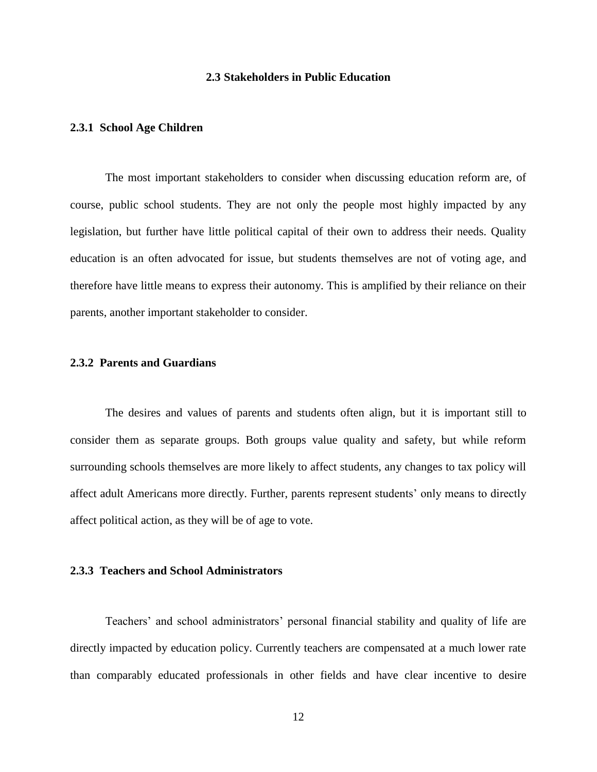## 2.3 Stakeholders in Public Education

### 2.3.1 School Age Children

The most important stakeholders to consider when discussing education reform are, of course, public school students. They are not only the people most highly impacted by any legislation, but further have little political capital of their own to address their needs. Quality education is an often advocated for issue, but students themselves are not of voting age, and therefore have little means to express their autonomy. This is amplified by their reliance on their parents, another important stakeholder to consider.

### 2.3.2 Parents and Guardians

The desires and values of parents and students often align, but it is important still to consider them as separate groups. Both groups value quality and safety, but while reform surrounding schools themselves are more likely to affect students, any changes to tax policy will affect adult Americans more directly. Further, parents represent students' only means to directly affect political action, as they will be of age to vote.

### 2.3.3 Teachers and School Administrators

Teachers' and school administrators' personal financial stability and quality of life are directly impacted by education policy. Currently teachers are compensated at a much lower rate than comparably educated professionals in other fields and have clear incentive to desire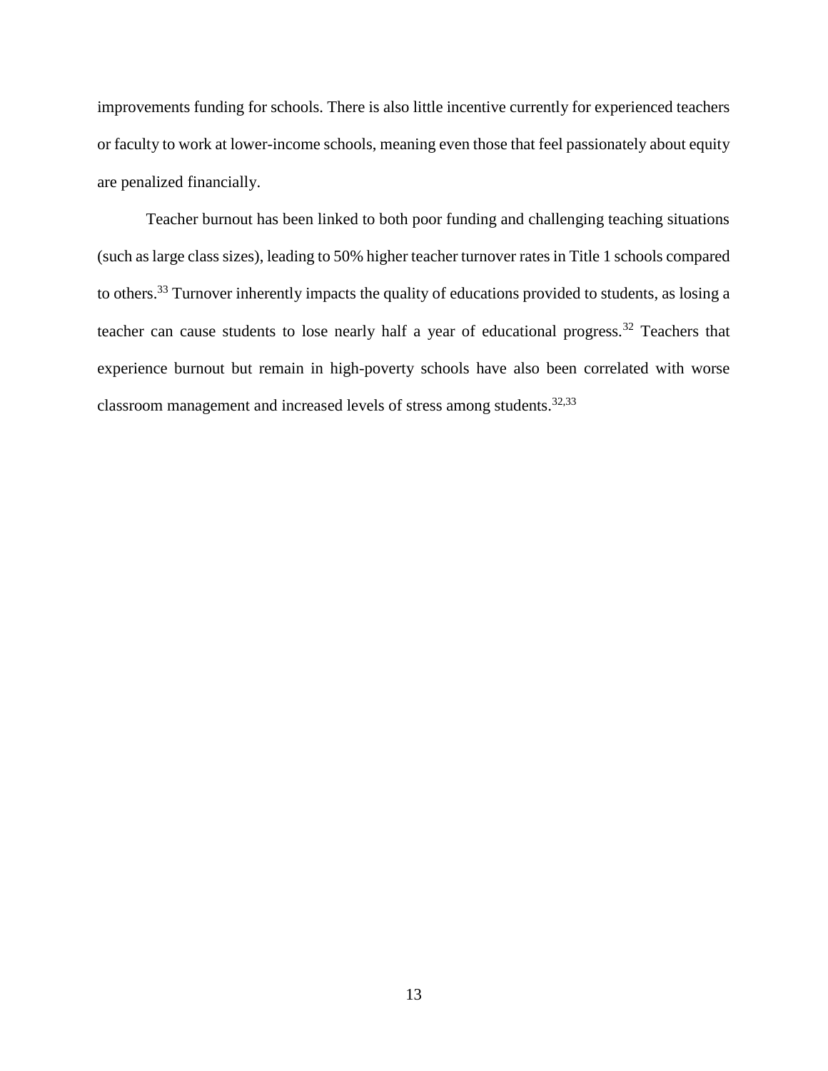improvements funding for schools. There is also little incentive currently for experienced teachers or faculty to work at lower-income schools, meaning even those that feel passionately about equity are penalized financially.

Teacher burnout has been linked to both poor funding and challenging teaching situations (such as large class sizes), leading to 50% higher teacher turnover rates in Title 1 schools compared to others.[33] Turnover inherently impacts the quality of educations provided to students, as losing a teacher can cause students to lose nearly half a year of educational progress.[32] Teachers that experience burnout but remain in high-poverty schools have also been correlated with worse classroom management and increased levels of stress among students.[32,33]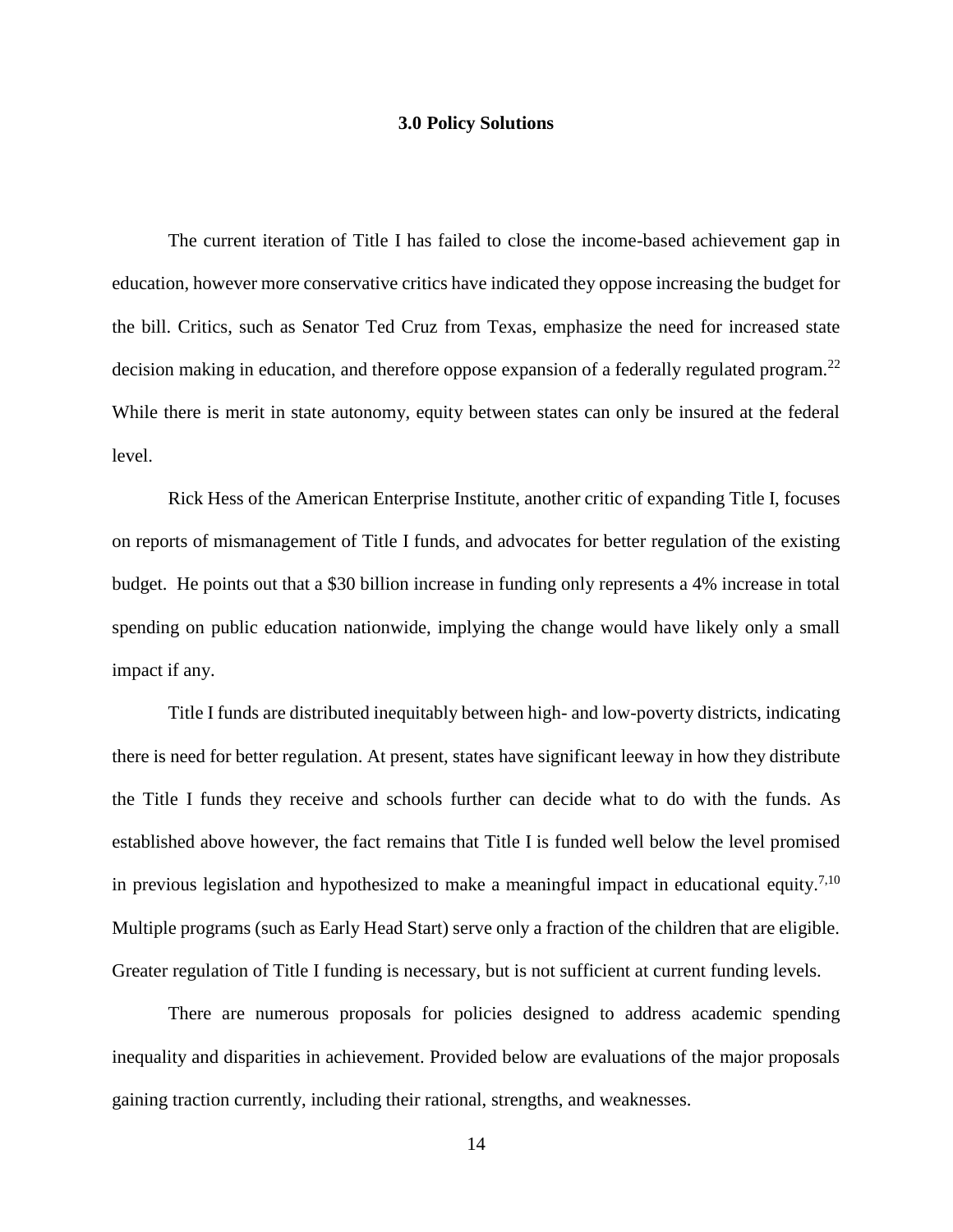# 3.0 Policy Solutions

The current iteration of Title I has failed to close the income-based achievement gap in education, however more conservative critics have indicated they oppose increasing the budget for the bill. Critics, such as Senator Ted Cruz from Texas, emphasize the need for increased state decision making in education, and therefore oppose expansion of a federally regulated program.[22] While there is merit in state autonomy, equity between states can only be insured at the federal level.

Rick Hess of the American Enterprise Institute, another critic of expanding Title I, focuses on reports of mismanagement of Title I funds, and advocates for better regulation of the existing budget. He points out that a $30 billion increase in funding only represents a 4% increase in total spending on public education nationwide, implying the change would have likely only a small impact if any.

Title I funds are distributed inequitably between high- and low-poverty districts, indicating there is need for better regulation. At present, states have significant leeway in how they distribute the Title I funds they receive and schools further can decide what to do with the funds. As established above however, the fact remains that Title I is funded well below the level promised in previous legislation and hypothesized to make a meaningful impact in educational equity.[7,10] Multiple programs (such as Early Head Start) serve only a fraction of the children that are eligible. Greater regulation of Title I funding is necessary, but is not sufficient at current funding levels.

There are numerous proposals for policies designed to address academic spending inequality and disparities in achievement. Provided below are evaluations of the major proposals gaining traction currently, including their rational, strengths, and weaknesses.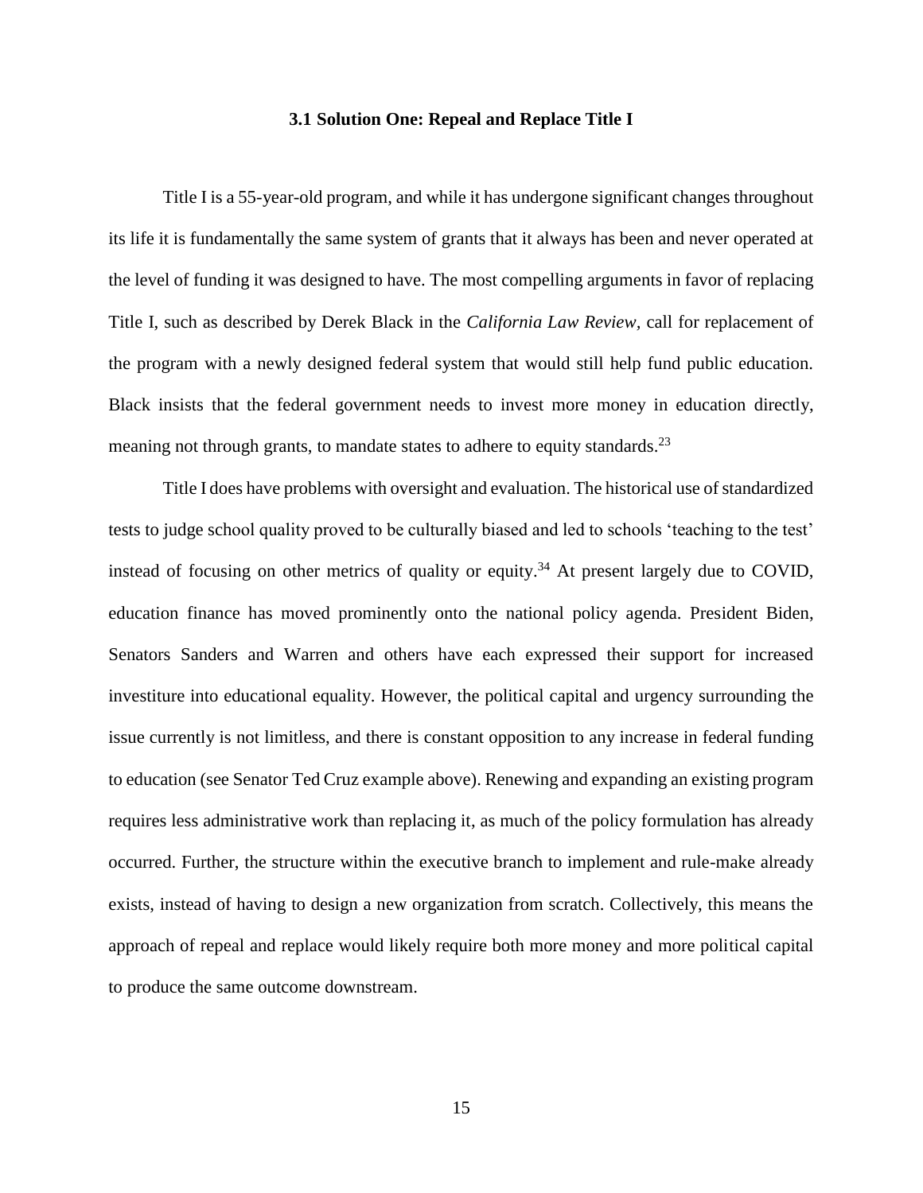### 3.1 Solution One: Repeal and Replace Title I

Title I is a 55-year-old program, and while it has undergone significant changes throughout its life it is fundamentally the same system of grants that it always has been and never operated at the level of funding it was designed to have. The most compelling arguments in favor of replacing Title I, such as described by Derek Black in the *California Law Review*, call for replacement of the program with a newly designed federal system that would still help fund public education. Black insists that the federal government needs to invest more money in education directly, meaning not through grants, to mandate states to adhere to equity standards.[23]

Title I does have problems with oversight and evaluation. The historical use of standardized tests to judge school quality proved to be culturally biased and led to schools 'teaching to the test' instead of focusing on other metrics of quality or equity.[34] At present largely due to COVID, education finance has moved prominently onto the national policy agenda. President Biden, Senators Sanders and Warren and others have each expressed their support for increased investiture into educational equality. However, the political capital and urgency surrounding the issue currently is not limitless, and there is constant opposition to any increase in federal funding to education (see Senator Ted Cruz example above). Renewing and expanding an existing program requires less administrative work than replacing it, as much of the policy formulation has already occurred. Further, the structure within the executive branch to implement and rule-make already exists, instead of having to design a new organization from scratch. Collectively, this means the approach of repeal and replace would likely require both more money and more political capital to produce the same outcome downstream.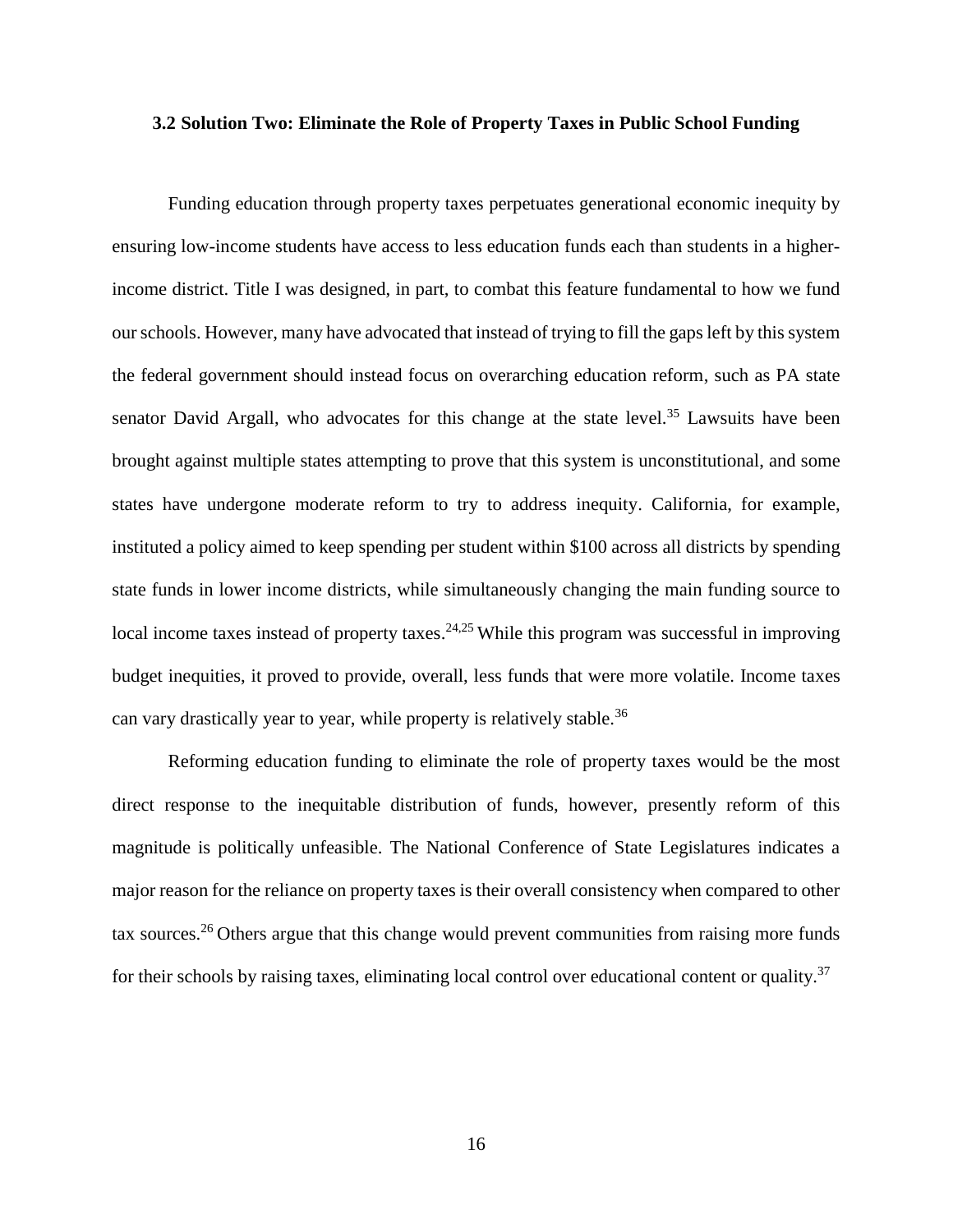### 3.2 Solution Two: Eliminate the Role of Property Taxes in Public School Funding

Funding education through property taxes perpetuates generational economic inequity by ensuring low-income students have access to less education funds each than students in a higher-income district. Title I was designed, in part, to combat this feature fundamental to how we fund our schools. However, many have advocated that instead of trying to fill the gaps left by this system the federal government should instead focus on overarching education reform, such as PA state senator David Argall, who advocates for this change at the state level.[35] Lawsuits have been brought against multiple states attempting to prove that this system is unconstitutional, and some states have undergone moderate reform to try to address inequity. California, for example, instituted a policy aimed to keep spending per student within $100 across all districts by spending state funds in lower income districts, while simultaneously changing the main funding source to local income taxes instead of property taxes.[24,25] While this program was successful in improving budget inequities, it proved to provide, overall, less funds that were more volatile. Income taxes can vary drastically year to year, while property is relatively stable.[36]

Reforming education funding to eliminate the role of property taxes would be the most direct response to the inequitable distribution of funds, however, presently reform of this magnitude is politically unfeasible. The National Conference of State Legislatures indicates a major reason for the reliance on property taxes is their overall consistency when compared to other tax sources.[26] Others argue that this change would prevent communities from raising more funds for their schools by raising taxes, eliminating local control over educational content or quality.[37]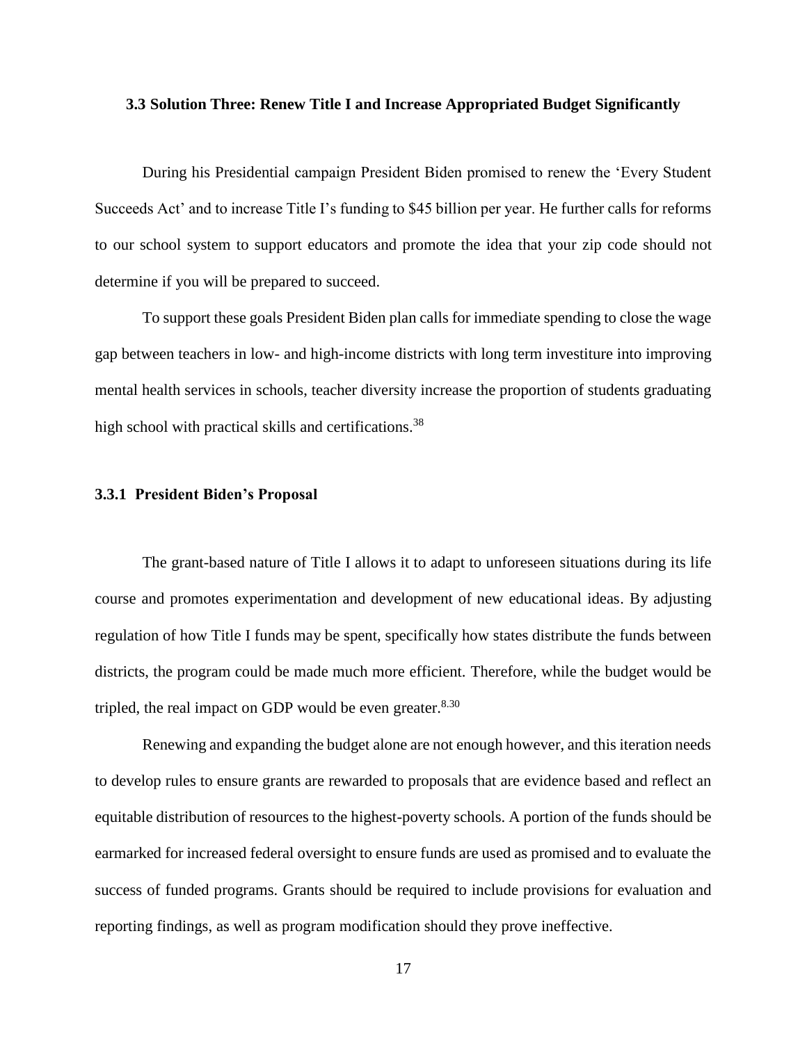### 3.3 Solution Three: Renew Title I and Increase Appropriated Budget Significantly

During his Presidential campaign President Biden promised to renew the 'Every Student Succeeds Act' and to increase Title I's funding to $45 billion per year. He further calls for reforms to our school system to support educators and promote the idea that your zip code should not determine if you will be prepared to succeed.

To support these goals President Biden plan calls for immediate spending to close the wage gap between teachers in low- and high-income districts with long term investiture into improving mental health services in schools, teacher diversity increase the proportion of students graduating high school with practical skills and certifications.[38]

#### 3.3.1 President Biden's Proposal

The grant-based nature of Title I allows it to adapt to unforeseen situations during its life course and promotes experimentation and development of new educational ideas. By adjusting regulation of how Title I funds may be spent, specifically how states distribute the funds between districts, the program could be made much more efficient. Therefore, while the budget would be tripled, the real impact on GDP would be even greater.[8,30]

Renewing and expanding the budget alone are not enough however, and this iteration needs to develop rules to ensure grants are rewarded to proposals that are evidence based and reflect an equitable distribution of resources to the highest-poverty schools. A portion of the funds should be earmarked for increased federal oversight to ensure funds are used as promised and to evaluate the success of funded programs. Grants should be required to include provisions for evaluation and reporting findings, as well as program modification should they prove ineffective.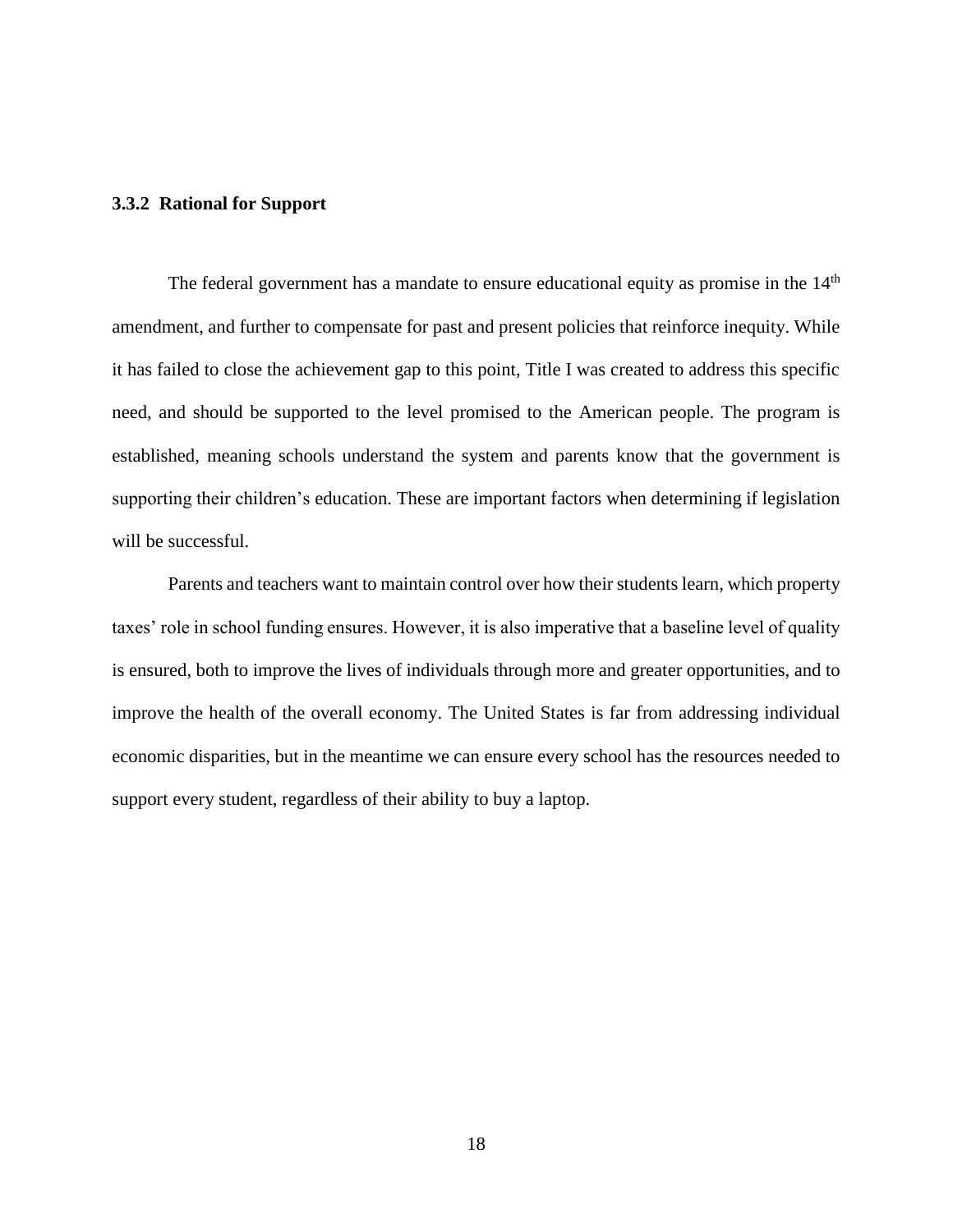### 3.3.2 Rational for Support

The federal government has a mandate to ensure educational equity as promise in the 14th amendment, and further to compensate for past and present policies that reinforce inequity. While it has failed to close the achievement gap to this point, Title I was created to address this specific need, and should be supported to the level promised to the American people. The program is established, meaning schools understand the system and parents know that the government is supporting their children's education. These are important factors when determining if legislation will be successful.

Parents and teachers want to maintain control over how their students learn, which property taxes' role in school funding ensures. However, it is also imperative that a baseline level of quality is ensured, both to improve the lives of individuals through more and greater opportunities, and to improve the health of the overall economy. The United States is far from addressing individual economic disparities, but in the meantime we can ensure every school has the resources needed to support every student, regardless of their ability to buy a laptop.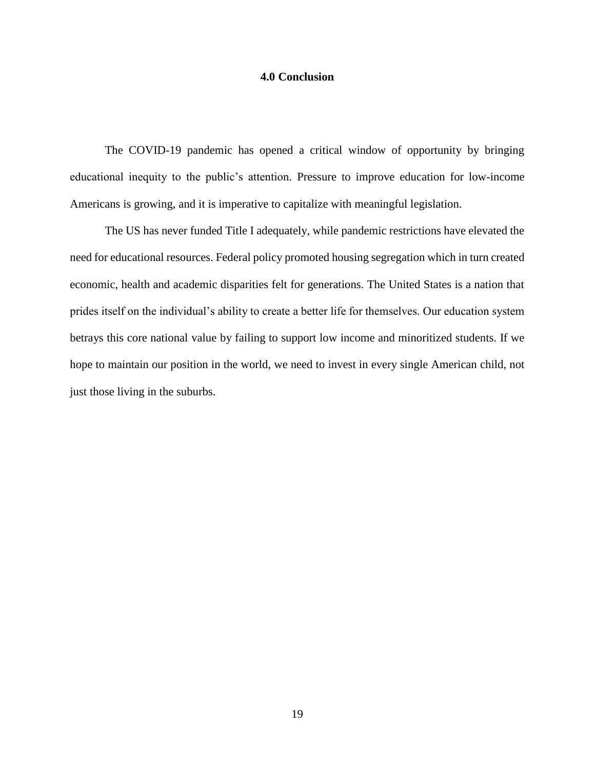# 4.0 Conclusion

The COVID-19 pandemic has opened a critical window of opportunity by bringing educational inequity to the public's attention. Pressure to improve education for low-income Americans is growing, and it is imperative to capitalize with meaningful legislation.

The US has never funded Title I adequately, while pandemic restrictions have elevated the need for educational resources. Federal policy promoted housing segregation which in turn created economic, health and academic disparities felt for generations. The United States is a nation that prides itself on the individual's ability to create a better life for themselves. Our education system betrays this core national value by failing to support low income and minoritized students. If we hope to maintain our position in the world, we need to invest in every single American child, not just those living in the suburbs.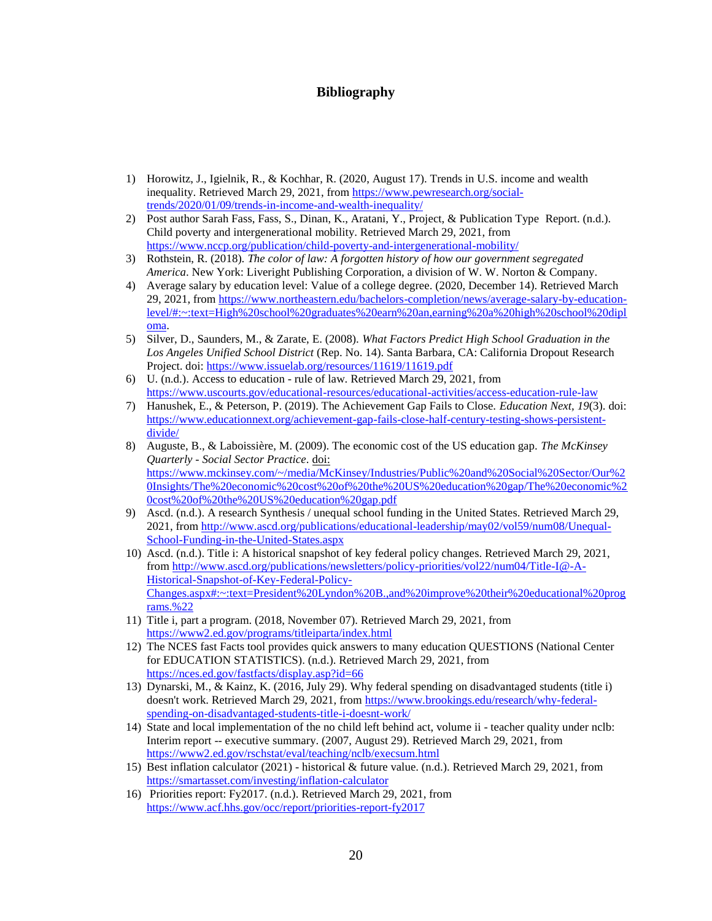# Bibliography

1) Horowitz, J., Igielnik, R., & Kochhar, R. (2020, August 17). Trends in U.S. income and wealth inequality. Retrieved March 29, 2021, from https://www.pewresearch.org/social-trends/2020/01/09/trends-in-income-and-wealth-inequality/
2) Post author Sarah Fass, Fass, S., Dinan, K., Aratani, Y., Project, & Publication Type Report. (n.d.). Child poverty and intergenerational mobility. Retrieved March 29, 2021, from https://www.nccp.org/publication/child-poverty-and-intergenerational-mobility/
3) Rothstein, R. (2018). *The color of law: A forgotten history of how our government segregated America*. New York: Liveright Publishing Corporation, a division of W. W. Norton & Company.
4) Average salary by education level: Value of a college degree. (2020, December 14). Retrieved March 29, 2021, from https://www.northeastern.edu/bachelors-completion/news/average-salary-by-education-level/#:~:text=High%20school%20graduates%20earn%20an,earning%20a%20high%20school%20diploma.
5) Silver, D., Saunders, M., & Zarate, E. (2008). *What Factors Predict High School Graduation in the Los Angeles Unified School District* (Rep. No. 14). Santa Barbara, CA: California Dropout Research Project. doi: https://www.issuelab.org/resources/11619/11619.pdf
6) U. (n.d.). Access to education - rule of law. Retrieved March 29, 2021, from https://www.uscourts.gov/educational-resources/educational-activities/access-education-rule-law
7) Hanushek, E., & Peterson, P. (2019). The Achievement Gap Fails to Close. *Education Next, 19*(3). doi: https://www.educationnext.org/achievement-gap-fails-close-half-century-testing-shows-persistent-divide/
8) Auguste, B., & Laboissière, M. (2009). The economic cost of the US education gap. *The McKinsey Quarterly - Social Sector Practice*. doi: https://www.mckinsey.com/~/media/McKinsey/Industries/Public%20and%20Social%20Sector/Our%20Insights/The%20economic%20cost%20of%20the%20US%20education%20gap/The%20economic%20cost%20of%20the%20US%20education%20gap.pdf
9) Ascd. (n.d.). A research Synthesis / unequal school funding in the United States. Retrieved March 29, 2021, from http://www.ascd.org/publications/educational-leadership/may02/vol59/num08/Unequal-School-Funding-in-the-United-States.aspx
10) Ascd. (n.d.). Title i: A historical snapshot of key federal policy changes. Retrieved March 29, 2021, from http://www.ascd.org/publications/newsletters/policy-priorities/vol22/num04/Title-I@-A-Historical-Snapshot-of-Key-Federal-Policy-Changes.aspx#:~:text=President%20Lyndon%20B.,and%20improve%20their%20educational%20programs.%22
11) Title i, part a program. (2018, November 07). Retrieved March 29, 2021, from https://www2.ed.gov/programs/titleiparta/index.html
12) The NCES fast Facts tool provides quick answers to many education QUESTIONS (National Center for EDUCATION STATISTICS). (n.d.). Retrieved March 29, 2021, from https://nces.ed.gov/fastfacts/display.asp?id=66
13) Dynarski, M., & Kainz, K. (2016, July 29). Why federal spending on disadvantaged students (title i) doesn't work. Retrieved March 29, 2021, from https://www.brookings.edu/research/why-federal-spending-on-disadvantaged-students-title-i-doesnt-work/
14) State and local implementation of the no child left behind act, volume ii - teacher quality under nclb: Interim report -- executive summary. (2007, August 29). Retrieved March 29, 2021, from https://www2.ed.gov/rschstat/eval/teaching/nclb/execsum.html
15) Best inflation calculator (2021) - historical & future value. (n.d.). Retrieved March 29, 2021, from https://smartasset.com/investing/inflation-calculator
16) Priorities report: Fy2017. (n.d.). Retrieved March 29, 2021, from https://www.acf.hhs.gov/occ/report/priorities-report-fy2017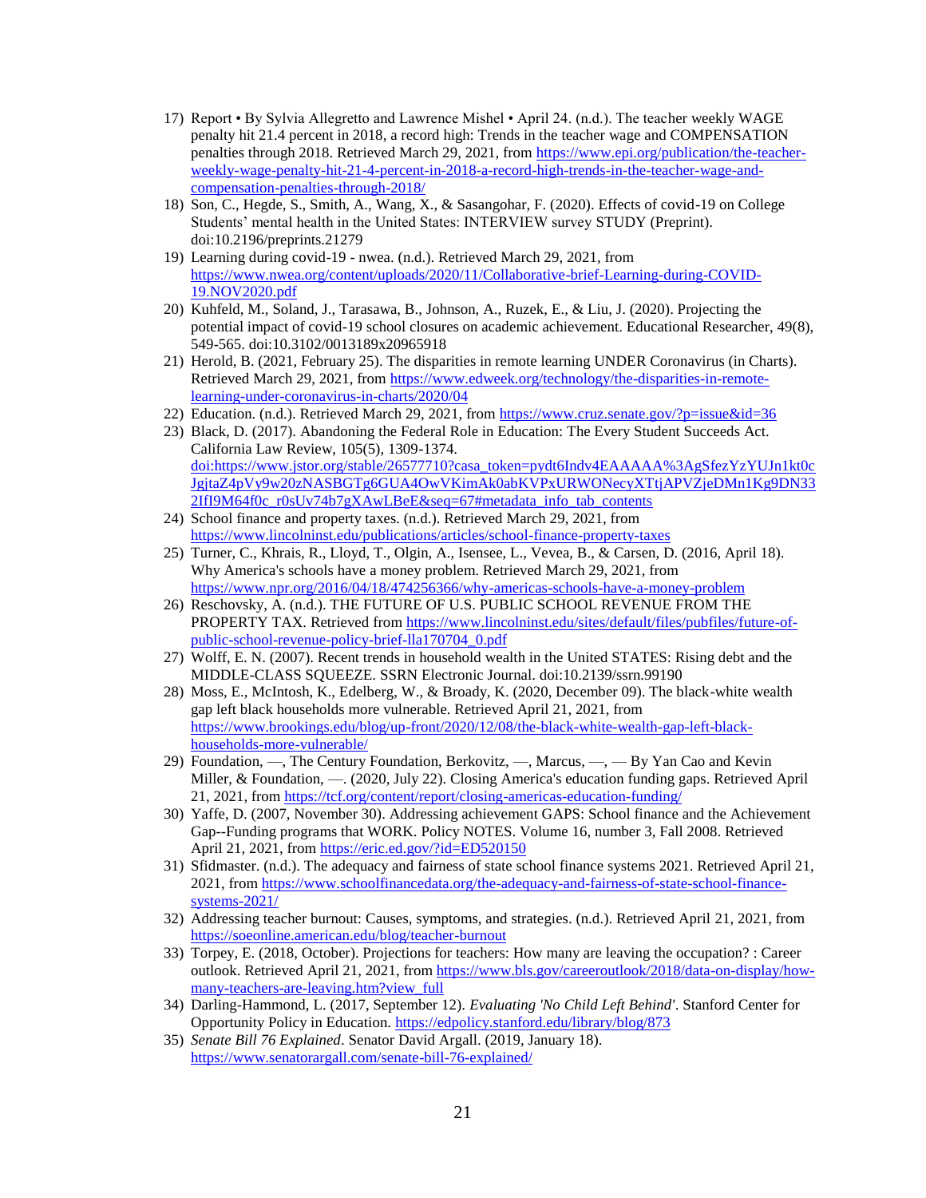17) Report • By Sylvia Allegretto and Lawrence Mishel • April 24. (n.d.). The teacher weekly WAGE penalty hit 21.4 percent in 2018, a record high: Trends in the teacher wage and COMPENSATION penalties through 2018. Retrieved March 29, 2021, from https://www.epi.org/publication/the-teacher-weekly-wage-penalty-hit-21-4-percent-in-2018-a-record-high-trends-in-the-teacher-wage-and-compensation-penalties-through-2018/
18) Son, C., Hegde, S., Smith, A., Wang, X., & Sasangohar, F. (2020). Effects of covid-19 on College Students' mental health in the United States: INTERVIEW survey STUDY (Preprint). doi:10.2196/preprints.21279
19) Learning during covid-19 - nwea. (n.d.). Retrieved March 29, 2021, from https://www.nwea.org/content/uploads/2020/11/Collaborative-brief-Learning-during-COVID-19.NOV2020.pdf
20) Kuhfeld, M., Soland, J., Tarasawa, B., Johnson, A., Ruzek, E., & Liu, J. (2020). Projecting the potential impact of covid-19 school closures on academic achievement. Educational Researcher, 49(8), 549-565. doi:10.3102/0013189x20965918
21) Herold, B. (2021, February 25). The disparities in remote learning UNDER Coronavirus (in Charts). Retrieved March 29, 2021, from https://www.edweek.org/technology/the-disparities-in-remote-learning-under-coronavirus-in-charts/2020/04
22) Education. (n.d.). Retrieved March 29, 2021, from https://www.cruz.senate.gov/?p=issue&id=36
23) Black, D. (2017). Abandoning the Federal Role in Education: The Every Student Succeeds Act. California Law Review, 105(5), 1309-1374. doi:https://www.jstor.org/stable/26577710?casa_token=pydt6Indv4EAAAAA%3AgSfezYzYUJn1kt0cJgjtaZ4pVy9w20zNASBGTg6GUA4OwVKimAk0abKVPxURWONecyXTtjAPVZjeDMn1Kg9DN332IfI9M64f0c_r0sUv74b7gXAwLBeE&seq=67#metadata_info_tab_contents
24) School finance and property taxes. (n.d.). Retrieved March 29, 2021, from https://www.lincolninst.edu/publications/articles/school-finance-property-taxes
25) Turner, C., Khrais, R., Lloyd, T., Olgin, A., Isensee, L., Vevea, B., & Carsen, D. (2016, April 18). Why America's schools have a money problem. Retrieved March 29, 2021, from https://www.npr.org/2016/04/18/474256366/why-americas-schools-have-a-money-problem
26) Reschovsky, A. (n.d.). THE FUTURE OF U.S. PUBLIC SCHOOL REVENUE FROM THE PROPERTY TAX. Retrieved from https://www.lincolninst.edu/sites/default/files/pubfiles/future-of-public-school-revenue-policy-brief-lla170704_0.pdf
27) Wolff, E. N. (2007). Recent trends in household wealth in the United STATES: Rising debt and the MIDDLE-CLASS SQUEEZE. SSRN Electronic Journal. doi:10.2139/ssrn.99190
28) Moss, E., McIntosh, K., Edelberg, W., & Broady, K. (2020, December 09). The black-white wealth gap left black households more vulnerable. Retrieved April 21, 2021, from https://www.brookings.edu/blog/up-front/2020/12/08/the-black-white-wealth-gap-left-black-households-more-vulnerable/
29) Foundation, —, The Century Foundation, Berkovitz, —, Marcus, —, — By Yan Cao and Kevin Miller, & Foundation, —. (2020, July 22). Closing America's education funding gaps. Retrieved April 21, 2021, from https://tcf.org/content/report/closing-americas-education-funding/
30) Yaffe, D. (2007, November 30). Addressing achievement GAPS: School finance and the Achievement Gap--Funding programs that WORK. Policy NOTES. Volume 16, number 3, Fall 2008. Retrieved April 21, 2021, from https://eric.ed.gov/?id=ED520150
31) Sfidmaster. (n.d.). The adequacy and fairness of state school finance systems 2021. Retrieved April 21, 2021, from https://www.schoolfinancedata.org/the-adequacy-and-fairness-of-state-school-finance-systems-2021/
32) Addressing teacher burnout: Causes, symptoms, and strategies. (n.d.). Retrieved April 21, 2021, from https://soeonline.american.edu/blog/teacher-burnout
33) Torpey, E. (2018, October). Projections for teachers: How many are leaving the occupation? : Career outlook. Retrieved April 21, 2021, from https://www.bls.gov/careeroutlook/2018/data-on-display/how-many-teachers-are-leaving.htm?view_full
34) Darling-Hammond, L. (2017, September 12). *Evaluating 'No Child Left Behind'*. Stanford Center for Opportunity Policy in Education. https://edpolicy.stanford.edu/library/blog/873
35) *Senate Bill 76 Explained*. Senator David Argall. (2019, January 18). https://www.senatorargall.com/senate-bill-76-explained/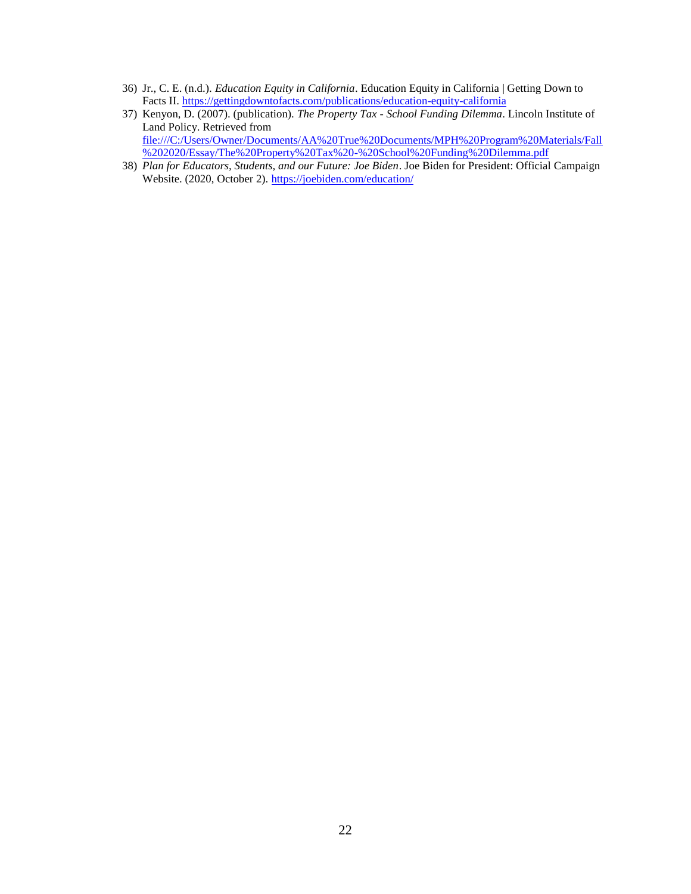36) Jr., C. E. (n.d.). *Education Equity in California*. Education Equity in California | Getting Down to Facts II. https://gettingdowntofacts.com/publications/education-equity-california
37) Kenyon, D. (2007). (publication). *The Property Tax - School Funding Dilemma*. Lincoln Institute of Land Policy. Retrieved from file:///C:/Users/Owner/Documents/AA%20True%20Documents/MPH%20Program%20Materials/Fall%202020/Essay/The%20Property%20Tax%20-%20School%20Funding%20Dilemma.pdf
38) *Plan for Educators, Students, and our Future: Joe Biden*. Joe Biden for President: Official Campaign Website. (2020, October 2). https://joebiden.com/education/